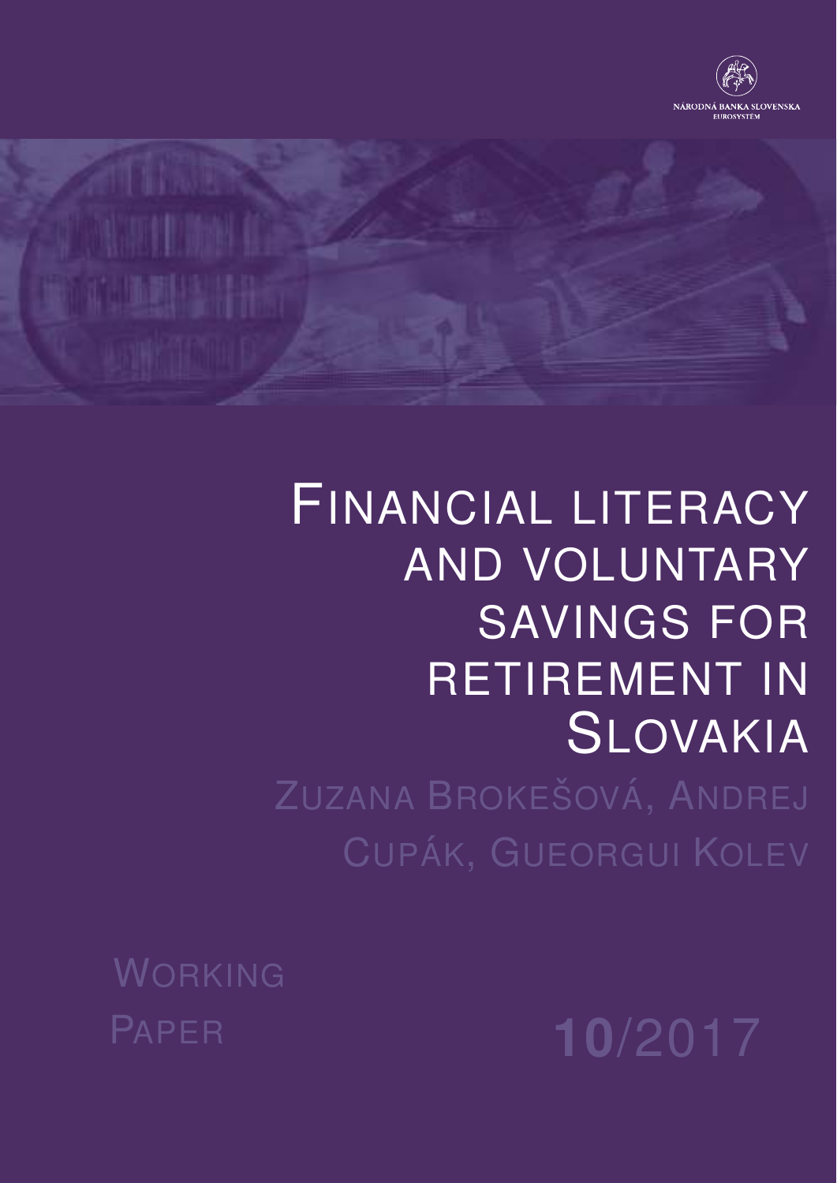NÁRODNÁ BANKA SLOVENSKA
EUROSYSTÉM

# Financial literacy and voluntary savings for retirement in Slovakia

Zuzana Brokešová, Andrej Cupák, Gueorgui Kolev

Working Paper

10/2017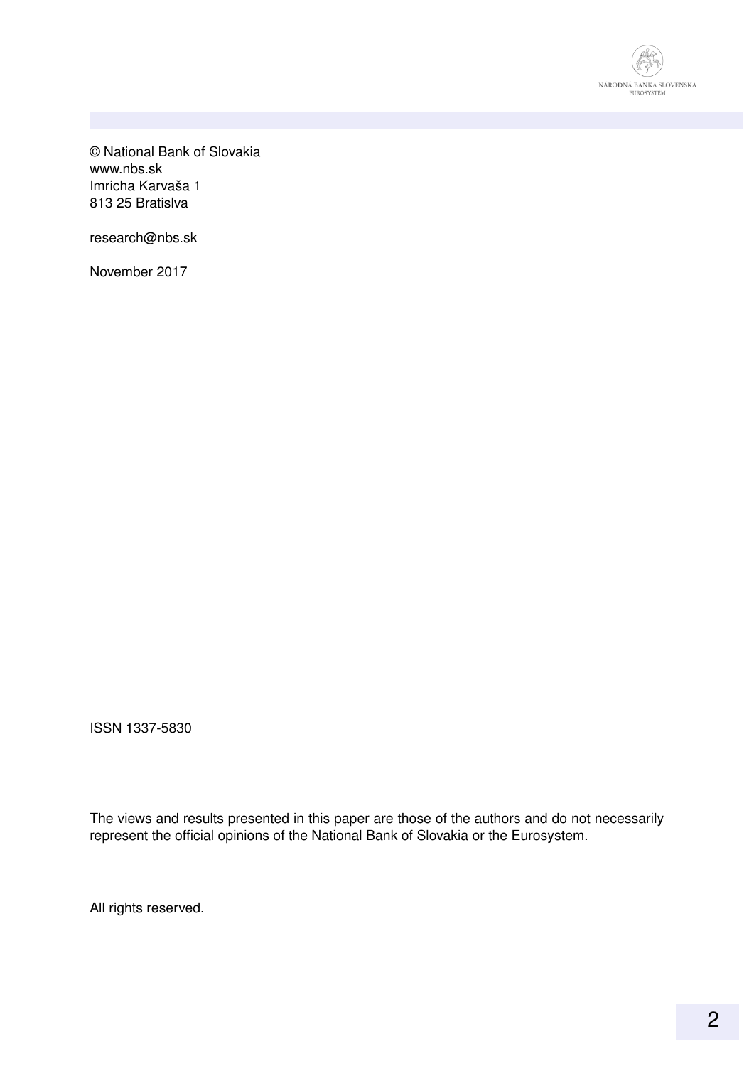© National Bank of Slovakia
www.nbs.sk
Imricha Karvaša 1
813 25 Bratislva

research@nbs.sk

November 2017

ISSN 1337-5830

The views and results presented in this paper are those of the authors and do not necessarily represent the official opinions of the National Bank of Slovakia or the Eurosystem.

All rights reserved.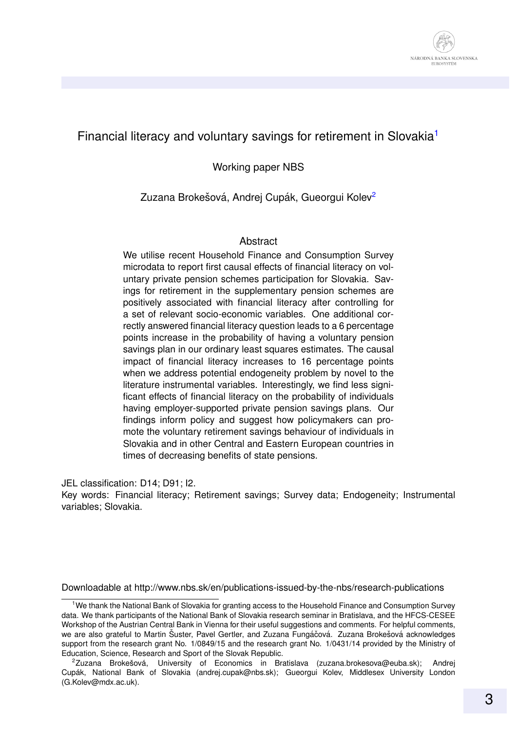# Financial literacy and voluntary savings for retirement in Slovakia[1]

Working paper NBS

Zuzana Brokešová, Andrej Cupák, Gueorgui Kolev[2]

## Abstract

We utilise recent Household Finance and Consumption Survey microdata to report first causal effects of financial literacy on voluntary private pension schemes participation for Slovakia. Savings for retirement in the supplementary pension schemes are positively associated with financial literacy after controlling for a set of relevant socio-economic variables. One additional correctly answered financial literacy question leads to a 6 percentage points increase in the probability of having a voluntary pension savings plan in our ordinary least squares estimates. The causal impact of financial literacy increases to 16 percentage points when we address potential endogeneity problem by novel to the literature instrumental variables. Interestingly, we find less significant effects of financial literacy on the probability of individuals having employer-supported private pension savings plans. Our findings inform policy and suggest how policymakers can promote the voluntary retirement savings behaviour of individuals in Slovakia and in other Central and Eastern European countries in times of decreasing benefits of state pensions.

JEL classification: D14; D91; I2.

Key words: Financial literacy; Retirement savings; Survey data; Endogeneity; Instrumental variables; Slovakia.

Downloadable at http://www.nbs.sk/en/publications-issued-by-the-nbs/research-publications

---

[1] We thank the National Bank of Slovakia for granting access to the Household Finance and Consumption Survey data. We thank participants of the National Bank of Slovakia research seminar in Bratislava, and the HFCS-CESEE Workshop of the Austrian Central Bank in Vienna for their useful suggestions and comments. For helpful comments, we are also grateful to Martin Šuster, Pavel Gertler, and Zuzana Fungáčová. Zuzana Brokešová acknowledges support from the research grant No. 1/0849/15 and the research grant No. 1/0431/14 provided by the Ministry of Education, Science, Research and Sport of the Slovak Republic.

[2] Zuzana Brokešová, University of Economics in Bratislava (zuzana.brokesova@euba.sk); Andrej Cupák, National Bank of Slovakia (andrej.cupak@nbs.sk); Gueorgui Kolev, Middlesex University London (G.Kolev@mdx.ac.uk).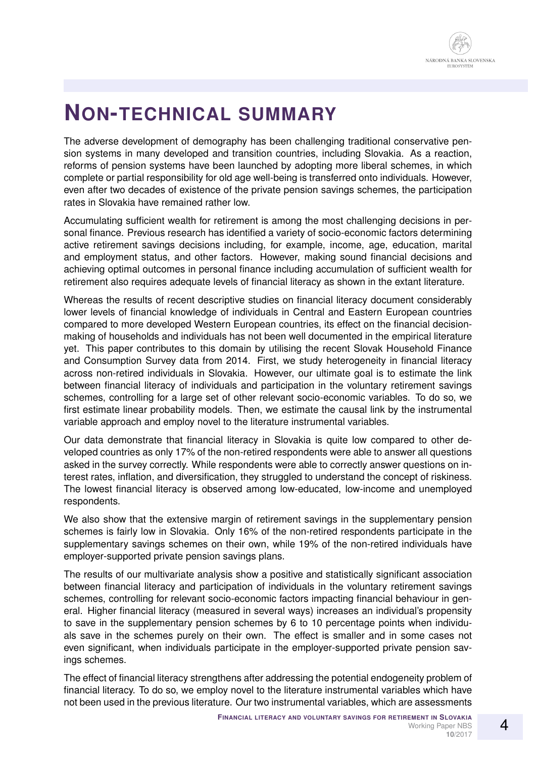# NON-TECHNICAL SUMMARY

The adverse development of demography has been challenging traditional conservative pension systems in many developed and transition countries, including Slovakia. As a reaction, reforms of pension systems have been launched by adopting more liberal schemes, in which complete or partial responsibility for old age well-being is transferred onto individuals. However, even after two decades of existence of the private pension savings schemes, the participation rates in Slovakia have remained rather low.

Accumulating sufficient wealth for retirement is among the most challenging decisions in personal finance. Previous research has identified a variety of socio-economic factors determining active retirement savings decisions including, for example, income, age, education, marital and employment status, and other factors. However, making sound financial decisions and achieving optimal outcomes in personal finance including accumulation of sufficient wealth for retirement also requires adequate levels of financial literacy as shown in the extant literature.

Whereas the results of recent descriptive studies on financial literacy document considerably lower levels of financial knowledge of individuals in Central and Eastern European countries compared to more developed Western European countries, its effect on the financial decision-making of households and individuals has not been well documented in the empirical literature yet. This paper contributes to this domain by utilising the recent Slovak Household Finance and Consumption Survey data from 2014. First, we study heterogeneity in financial literacy across non-retired individuals in Slovakia. However, our ultimate goal is to estimate the link between financial literacy of individuals and participation in the voluntary retirement savings schemes, controlling for a large set of other relevant socio-economic variables. To do so, we first estimate linear probability models. Then, we estimate the causal link by the instrumental variable approach and employ novel to the literature instrumental variables.

Our data demonstrate that financial literacy in Slovakia is quite low compared to other developed countries as only 17% of the non-retired respondents were able to answer all questions asked in the survey correctly. While respondents were able to correctly answer questions on interest rates, inflation, and diversification, they struggled to understand the concept of riskiness. The lowest financial literacy is observed among low-educated, low-income and unemployed respondents.

We also show that the extensive margin of retirement savings in the supplementary pension schemes is fairly low in Slovakia. Only 16% of the non-retired respondents participate in the supplementary savings schemes on their own, while 19% of the non-retired individuals have employer-supported private pension savings plans.

The results of our multivariate analysis show a positive and statistically significant association between financial literacy and participation of individuals in the voluntary retirement savings schemes, controlling for relevant socio-economic factors impacting financial behaviour in general. Higher financial literacy (measured in several ways) increases an individual's propensity to save in the supplementary pension schemes by 6 to 10 percentage points when individuals save in the schemes purely on their own. The effect is smaller and in some cases not even significant, when individuals participate in the employer-supported private pension savings schemes.

The effect of financial literacy strengthens after addressing the potential endogeneity problem of financial literacy. To do so, we employ novel to the literature instrumental variables which have not been used in the previous literature. Our two instrumental variables, which are assessments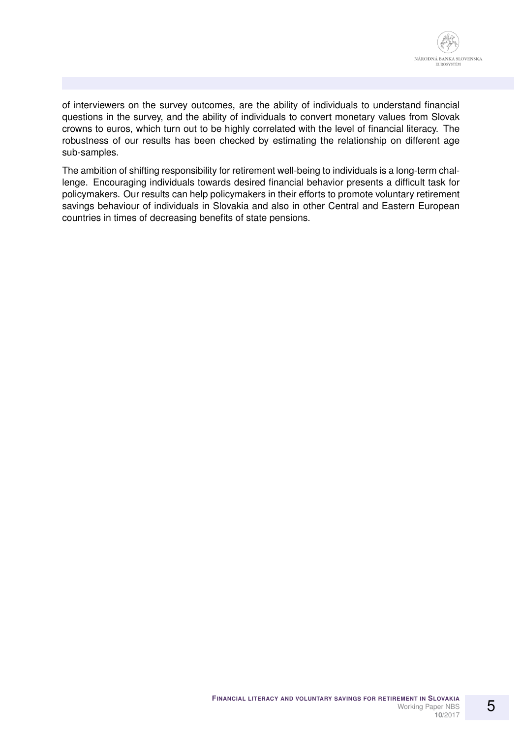of interviewers on the survey outcomes, are the ability of individuals to understand financial questions in the survey, and the ability of individuals to convert monetary values from Slovak crowns to euros, which turn out to be highly correlated with the level of financial literacy. The robustness of our results has been checked by estimating the relationship on different age sub-samples.

The ambition of shifting responsibility for retirement well-being to individuals is a long-term challenge. Encouraging individuals towards desired financial behavior presents a difficult task for policymakers. Our results can help policymakers in their efforts to promote voluntary retirement savings behaviour of individuals in Slovakia and also in other Central and Eastern European countries in times of decreasing benefits of state pensions.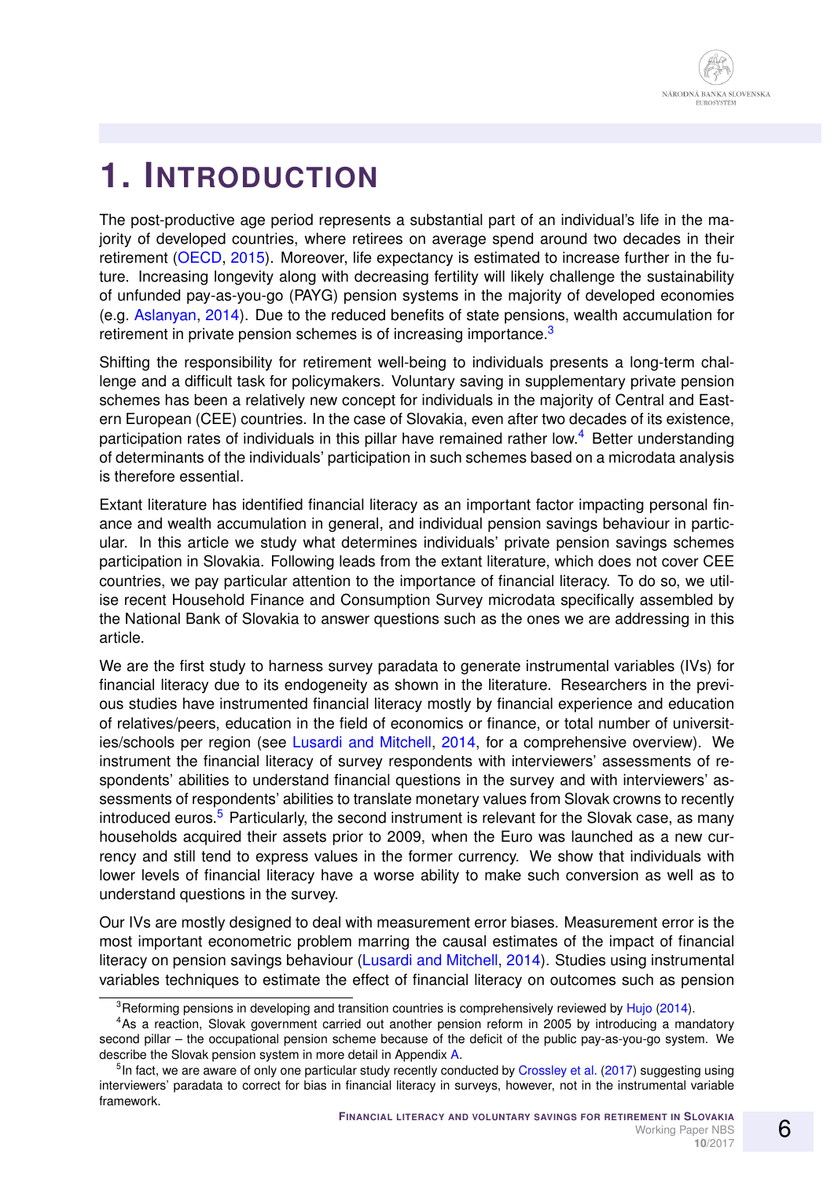# 1. Introduction

The post-productive age period represents a substantial part of an individual's life in the majority of developed countries, where retirees on average spend around two decades in their retirement (OECD, 2015). Moreover, life expectancy is estimated to increase further in the future. Increasing longevity along with decreasing fertility will likely challenge the sustainability of unfunded pay-as-you-go (PAYG) pension systems in the majority of developed economies (e.g. Aslanyan, 2014). Due to the reduced benefits of state pensions, wealth accumulation for retirement in private pension schemes is of increasing importance.[3]

Shifting the responsibility for retirement well-being to individuals presents a long-term challenge and a difficult task for policymakers. Voluntary saving in supplementary private pension schemes has been a relatively new concept for individuals in the majority of Central and Eastern European (CEE) countries. In the case of Slovakia, even after two decades of its existence, participation rates of individuals in this pillar have remained rather low.[4] Better understanding of determinants of the individuals' participation in such schemes based on a microdata analysis is therefore essential.

Extant literature has identified financial literacy as an important factor impacting personal finance and wealth accumulation in general, and individual pension savings behaviour in particular. In this article we study what determines individuals' private pension savings schemes participation in Slovakia. Following leads from the extant literature, which does not cover CEE countries, we pay particular attention to the importance of financial literacy. To do so, we utilise recent Household Finance and Consumption Survey microdata specifically assembled by the National Bank of Slovakia to answer questions such as the ones we are addressing in this article.

We are the first study to harness survey paradata to generate instrumental variables (IVs) for financial literacy due to its endogeneity as shown in the literature. Researchers in the previous studies have instrumented financial literacy mostly by financial experience and education of relatives/peers, education in the field of economics or finance, or total number of universities/schools per region (see Lusardi and Mitchell, 2014, for a comprehensive overview). We instrument the financial literacy of survey respondents with interviewers' assessments of respondents' abilities to understand financial questions in the survey and with interviewers' assessments of respondents' abilities to translate monetary values from Slovak crowns to recently introduced euros.[5] Particularly, the second instrument is relevant for the Slovak case, as many households acquired their assets prior to 2009, when the Euro was launched as a new currency and still tend to express values in the former currency. We show that individuals with lower levels of financial literacy have a worse ability to make such conversion as well as to understand questions in the survey.

Our IVs are mostly designed to deal with measurement error biases. Measurement error is the most important econometric problem marring the causal estimates of the impact of financial literacy on pension savings behaviour (Lusardi and Mitchell, 2014). Studies using instrumental variables techniques to estimate the effect of financial literacy on outcomes such as pension

[3] Reforming pensions in developing and transition countries is comprehensively reviewed by Hujo (2014).

[4] As a reaction, Slovak government carried out another pension reform in 2005 by introducing a mandatory second pillar – the occupational pension scheme because of the deficit of the public pay-as-you-go system. We describe the Slovak pension system in more detail in Appendix A.

[5] In fact, we are aware of only one particular study recently conducted by Crossley et al. (2017) suggesting using interviewers' paradata to correct for bias in financial literacy in surveys, however, not in the instrumental variable framework.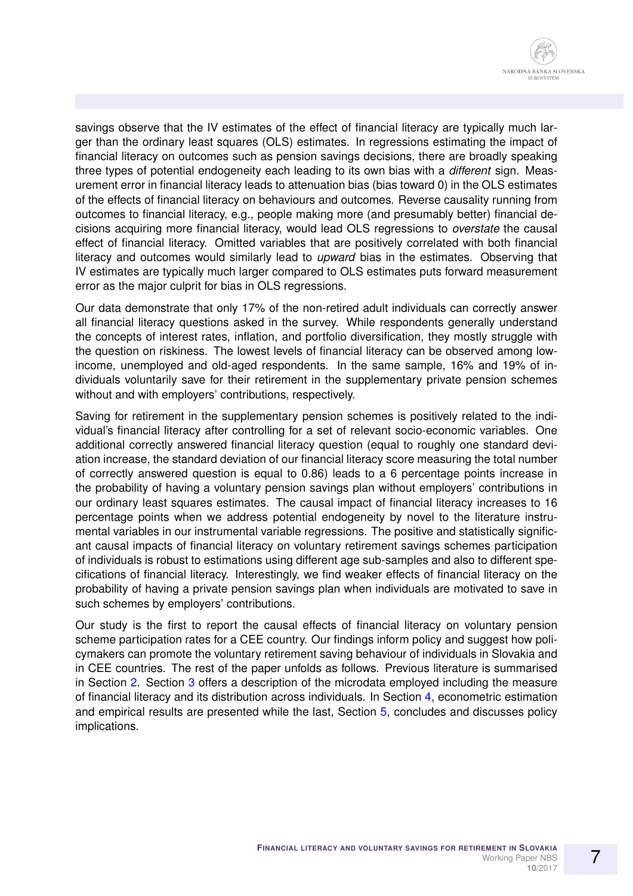savings observe that the IV estimates of the effect of financial literacy are typically much larger than the ordinary least squares (OLS) estimates. In regressions estimating the impact of financial literacy on outcomes such as pension savings decisions, there are broadly speaking three types of potential endogeneity each leading to its own bias with a *different* sign. Measurement error in financial literacy leads to attenuation bias (bias toward 0) in the OLS estimates of the effects of financial literacy on behaviours and outcomes. Reverse causality running from outcomes to financial literacy, e.g., people making more (and presumably better) financial decisions acquiring more financial literacy, would lead OLS regressions to *overstate* the causal effect of financial literacy. Omitted variables that are positively correlated with both financial literacy and outcomes would similarly lead to *upward* bias in the estimates. Observing that IV estimates are typically much larger compared to OLS estimates puts forward measurement error as the major culprit for bias in OLS regressions.

Our data demonstrate that only 17% of the non-retired adult individuals can correctly answer all financial literacy questions asked in the survey. While respondents generally understand the concepts of interest rates, inflation, and portfolio diversification, they mostly struggle with the question on riskiness. The lowest levels of financial literacy can be observed among low-income, unemployed and old-aged respondents. In the same sample, 16% and 19% of individuals voluntarily save for their retirement in the supplementary private pension schemes without and with employers' contributions, respectively.

Saving for retirement in the supplementary pension schemes is positively related to the individual's financial literacy after controlling for a set of relevant socio-economic variables. One additional correctly answered financial literacy question (equal to roughly one standard deviation increase, the standard deviation of our financial literacy score measuring the total number of correctly answered question is equal to 0.86) leads to a 6 percentage points increase in the probability of having a voluntary pension savings plan without employers' contributions in our ordinary least squares estimates. The causal impact of financial literacy increases to 16 percentage points when we address potential endogeneity by novel to the literature instrumental variables in our instrumental variable regressions. The positive and statistically significant causal impacts of financial literacy on voluntary retirement savings schemes participation of individuals is robust to estimations using different age sub-samples and also to different specifications of financial literacy. Interestingly, we find weaker effects of financial literacy on the probability of having a private pension savings plan when individuals are motivated to save in such schemes by employers' contributions.

Our study is the first to report the causal effects of financial literacy on voluntary pension scheme participation rates for a CEE country. Our findings inform policy and suggest how policymakers can promote the voluntary retirement saving behaviour of individuals in Slovakia and in CEE countries. The rest of the paper unfolds as follows. Previous literature is summarised in Section 2. Section 3 offers a description of the microdata employed including the measure of financial literacy and its distribution across individuals. In Section 4, econometric estimation and empirical results are presented while the last, Section 5, concludes and discusses policy implications.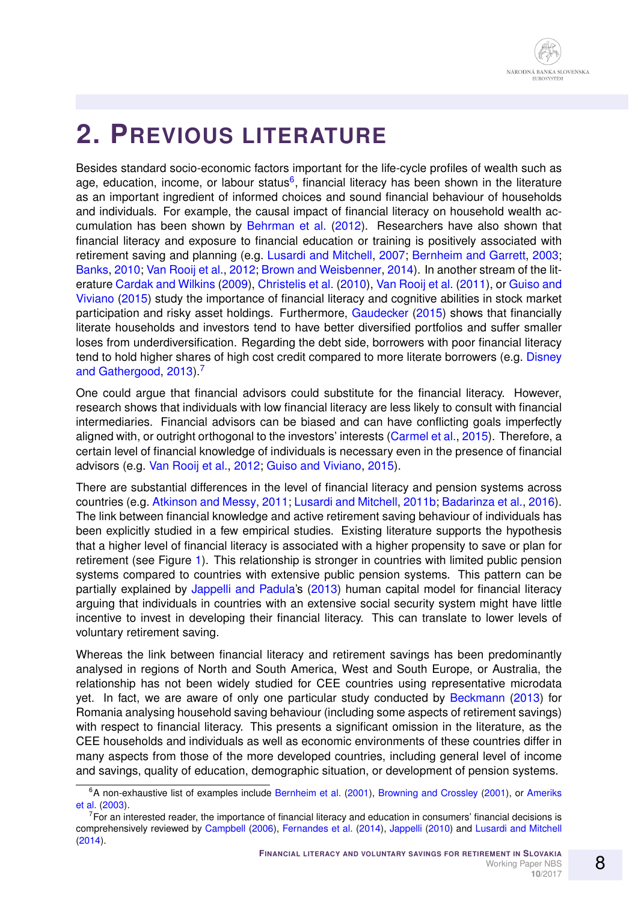# 2. Previous literature

Besides standard socio-economic factors important for the life-cycle profiles of wealth such as age, education, income, or labour status[6], financial literacy has been shown in the literature as an important ingredient of informed choices and sound financial behaviour of households and individuals. For example, the causal impact of financial literacy on household wealth accumulation has been shown by Behrman et al. (2012). Researchers have also shown that financial literacy and exposure to financial education or training is positively associated with retirement saving and planning (e.g. Lusardi and Mitchell, 2007; Bernheim and Garrett, 2003; Banks, 2010; Van Rooij et al., 2012; Brown and Weisbenner, 2014). In another stream of the literature Cardak and Wilkins (2009), Christelis et al. (2010), Van Rooij et al. (2011), or Guiso and Viviano (2015) study the importance of financial literacy and cognitive abilities in stock market participation and risky asset holdings. Furthermore, Gaudecker (2015) shows that financially literate households and investors tend to have better diversified portfolios and suffer smaller loses from underdiversification. Regarding the debt side, borrowers with poor financial literacy tend to hold higher shares of high cost credit compared to more literate borrowers (e.g. Disney and Gathergood, 2013).[7]

One could argue that financial advisors could substitute for the financial literacy. However, research shows that individuals with low financial literacy are less likely to consult with financial intermediaries. Financial advisors can be biased and can have conflicting goals imperfectly aligned with, or outright orthogonal to the investors' interests (Carmel et al., 2015). Therefore, a certain level of financial knowledge of individuals is necessary even in the presence of financial advisors (e.g. Van Rooij et al., 2012; Guiso and Viviano, 2015).

There are substantial differences in the level of financial literacy and pension systems across countries (e.g. Atkinson and Messy, 2011; Lusardi and Mitchell, 2011b; Badarinza et al., 2016). The link between financial knowledge and active retirement saving behaviour of individuals has been explicitly studied in a few empirical studies. Existing literature supports the hypothesis that a higher level of financial literacy is associated with a higher propensity to save or plan for retirement (see Figure 1). This relationship is stronger in countries with limited public pension systems compared to countries with extensive public pension systems. This pattern can be partially explained by Jappelli and Padula's (2013) human capital model for financial literacy arguing that individuals in countries with an extensive social security system might have little incentive to invest in developing their financial literacy. This can translate to lower levels of voluntary retirement saving.

Whereas the link between financial literacy and retirement savings has been predominantly analysed in regions of North and South America, West and South Europe, or Australia, the relationship has not been widely studied for CEE countries using representative microdata yet. In fact, we are aware of only one particular study conducted by Beckmann (2013) for Romania analysing household saving behaviour (including some aspects of retirement savings) with respect to financial literacy. This presents a significant omission in the literature, as the CEE households and individuals as well as economic environments of these countries differ in many aspects from those of the more developed countries, including general level of income and savings, quality of education, demographic situation, or development of pension systems.

---

[6] A non-exhaustive list of examples include Bernheim et al. (2001), Browning and Crossley (2001), or Ameriks et al. (2003).

[7] For an interested reader, the importance of financial literacy and education in consumers' financial decisions is comprehensively reviewed by Campbell (2006), Fernandes et al. (2014), Jappelli (2010) and Lusardi and Mitchell (2014).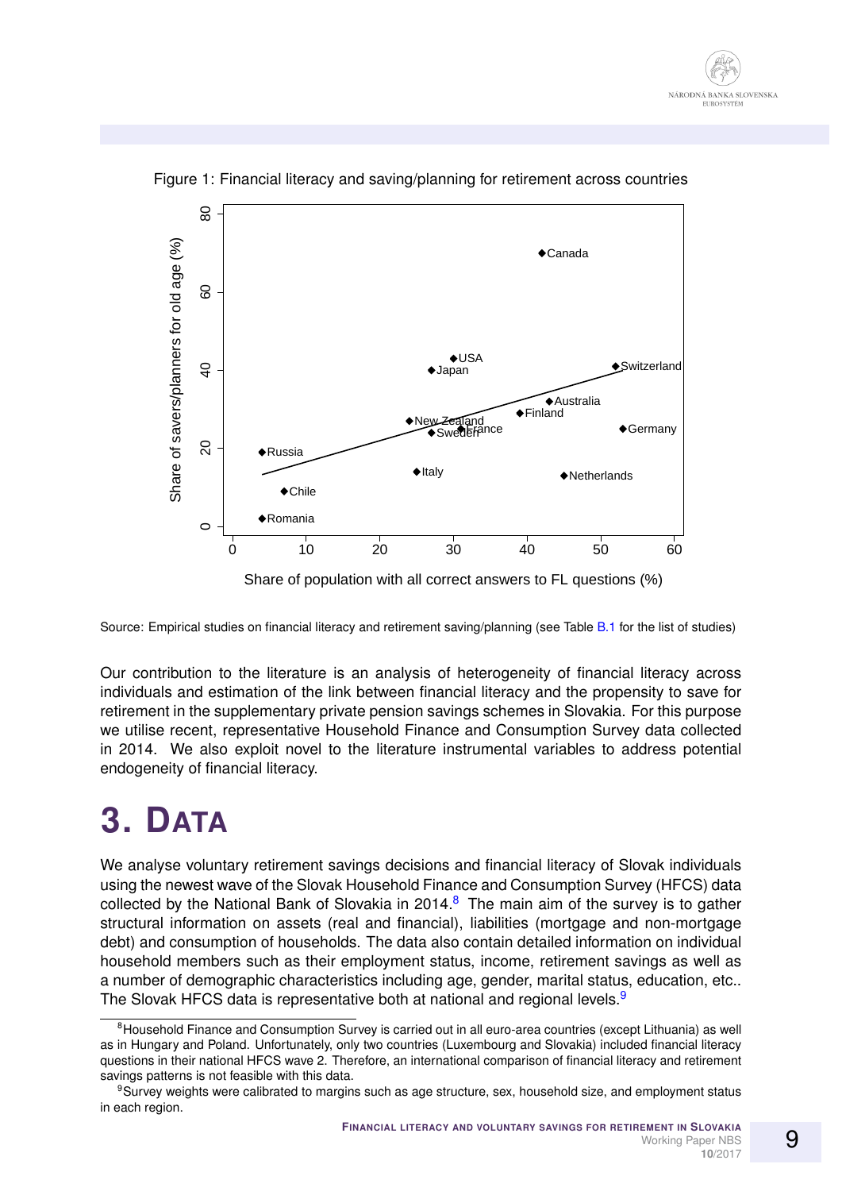Figure 1: Financial literacy and saving/planning for retirement across countries

Source: Empirical studies on financial literacy and retirement saving/planning (see Table B.1 for the list of studies)

Our contribution to the literature is an analysis of heterogeneity of financial literacy across individuals and estimation of the link between financial literacy and the propensity to save for retirement in the supplementary private pension savings schemes in Slovakia. For this purpose we utilise recent, representative Household Finance and Consumption Survey data collected in 2014. We also exploit novel to the literature instrumental variables to address potential endogeneity of financial literacy.

# 3. Data

We analyse voluntary retirement savings decisions and financial literacy of Slovak individuals using the newest wave of the Slovak Household Finance and Consumption Survey (HFCS) data collected by the National Bank of Slovakia in 2014.[8] The main aim of the survey is to gather structural information on assets (real and financial), liabilities (mortgage and non-mortgage debt) and consumption of households. The data also contain detailed information on individual household members such as their employment status, income, retirement savings as well as a number of demographic characteristics including age, gender, marital status, education, etc.. The Slovak HFCS data is representative both at national and regional levels.[9]

[8] Household Finance and Consumption Survey is carried out in all euro-area countries (except Lithuania) as well as in Hungary and Poland. Unfortunately, only two countries (Luxembourg and Slovakia) included financial literacy questions in their national HFCS wave 2. Therefore, an international comparison of financial literacy and retirement savings patterns is not feasible with this data.

[9] Survey weights were calibrated to margins such as age structure, sex, household size, and employment status in each region.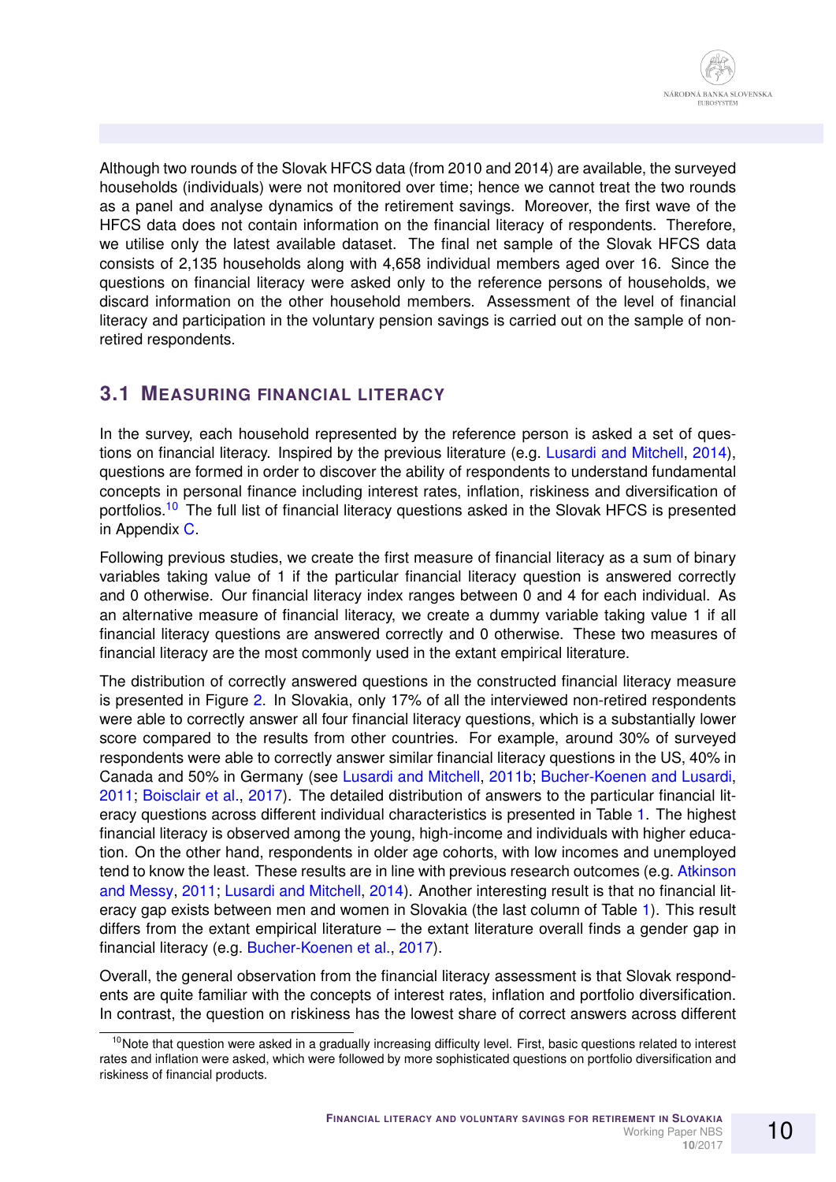Although two rounds of the Slovak HFCS data (from 2010 and 2014) are available, the surveyed households (individuals) were not monitored over time; hence we cannot treat the two rounds as a panel and analyse dynamics of the retirement savings. Moreover, the first wave of the HFCS data does not contain information on the financial literacy of respondents. Therefore, we utilise only the latest available dataset. The final net sample of the Slovak HFCS data consists of 2,135 households along with 4,658 individual members aged over 16. Since the questions on financial literacy were asked only to the reference persons of households, we discard information on the other household members. Assessment of the level of financial literacy and participation in the voluntary pension savings is carried out on the sample of non-retired respondents.

## 3.1 Measuring financial literacy

In the survey, each household represented by the reference person is asked a set of questions on financial literacy. Inspired by the previous literature (e.g. Lusardi and Mitchell, 2014), questions are formed in order to discover the ability of respondents to understand fundamental concepts in personal finance including interest rates, inflation, riskiness and diversification of portfolios.[10] The full list of financial literacy questions asked in the Slovak HFCS is presented in Appendix C.

Following previous studies, we create the first measure of financial literacy as a sum of binary variables taking value of 1 if the particular financial literacy question is answered correctly and 0 otherwise. Our financial literacy index ranges between 0 and 4 for each individual. As an alternative measure of financial literacy, we create a dummy variable taking value 1 if all financial literacy questions are answered correctly and 0 otherwise. These two measures of financial literacy are the most commonly used in the extant empirical literature.

The distribution of correctly answered questions in the constructed financial literacy measure is presented in Figure 2. In Slovakia, only 17% of all the interviewed non-retired respondents were able to correctly answer all four financial literacy questions, which is a substantially lower score compared to the results from other countries. For example, around 30% of surveyed respondents were able to correctly answer similar financial literacy questions in the US, 40% in Canada and 50% in Germany (see Lusardi and Mitchell, 2011b; Bucher-Koenen and Lusardi, 2011; Boisclair et al., 2017). The detailed distribution of answers to the particular financial literacy questions across different individual characteristics is presented in Table 1. The highest financial literacy is observed among the young, high-income and individuals with higher education. On the other hand, respondents in older age cohorts, with low incomes and unemployed tend to know the least. These results are in line with previous research outcomes (e.g. Atkinson and Messy, 2011; Lusardi and Mitchell, 2014). Another interesting result is that no financial literacy gap exists between men and women in Slovakia (the last column of Table 1). This result differs from the extant empirical literature – the extant literature overall finds a gender gap in financial literacy (e.g. Bucher-Koenen et al., 2017).

Overall, the general observation from the financial literacy assessment is that Slovak respondents are quite familiar with the concepts of interest rates, inflation and portfolio diversification. In contrast, the question on riskiness has the lowest share of correct answers across different

[10] Note that question were asked in a gradually increasing difficulty level. First, basic questions related to interest rates and inflation were asked, which were followed by more sophisticated questions on portfolio diversification and riskiness of financial products.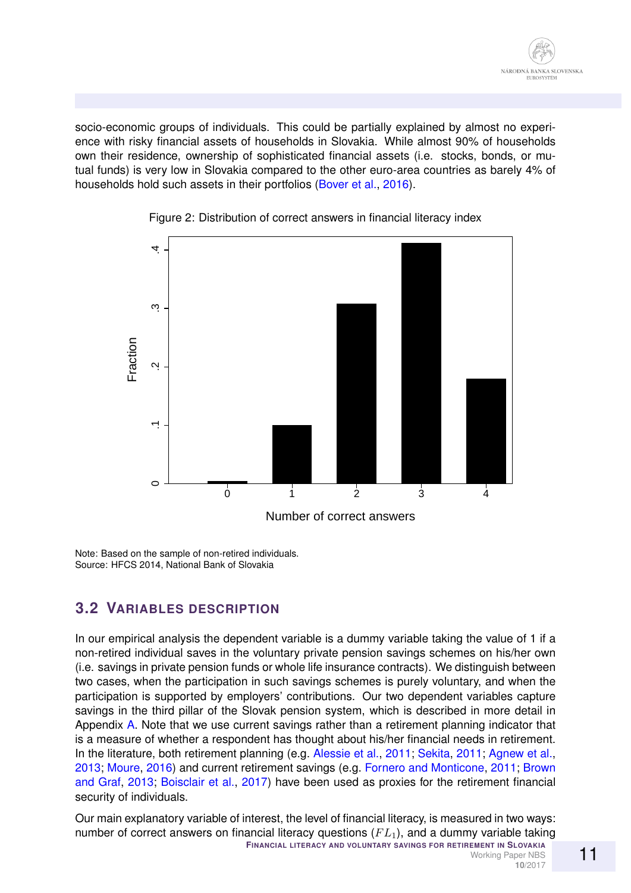socio-economic groups of individuals. This could be partially explained by almost no experience with risky financial assets of households in Slovakia. While almost 90% of households own their residence, ownership of sophisticated financial assets (i.e. stocks, bonds, or mutual funds) is very low in Slovakia compared to the other euro-area countries as barely 4% of households hold such assets in their portfolios (Bover et al., 2016).

Figure 2: Distribution of correct answers in financial literacy index

Note: Based on the sample of non-retired individuals.
Source: HFCS 2014, National Bank of Slovakia

## 3.2 VARIABLES DESCRIPTION

In our empirical analysis the dependent variable is a dummy variable taking the value of 1 if a non-retired individual saves in the voluntary private pension savings schemes on his/her own (i.e. savings in private pension funds or whole life insurance contracts). We distinguish between two cases, when the participation in such savings schemes is purely voluntary, and when the participation is supported by employers' contributions. Our two dependent variables capture savings in the third pillar of the Slovak pension system, which is described in more detail in Appendix A. Note that we use current savings rather than a retirement planning indicator that is a measure of whether a respondent has thought about his/her financial needs in retirement. In the literature, both retirement planning (e.g. Alessie et al., 2011; Sekita, 2011; Agnew et al., 2013; Moure, 2016) and current retirement savings (e.g. Fornero and Monticone, 2011; Brown and Graf, 2013; Boisclair et al., 2017) have been used as proxies for the retirement financial security of individuals.

Our main explanatory variable of interest, the level of financial literacy, is measured in two ways: number of correct answers on financial literacy questions ($FL_1$), and a dummy variable taking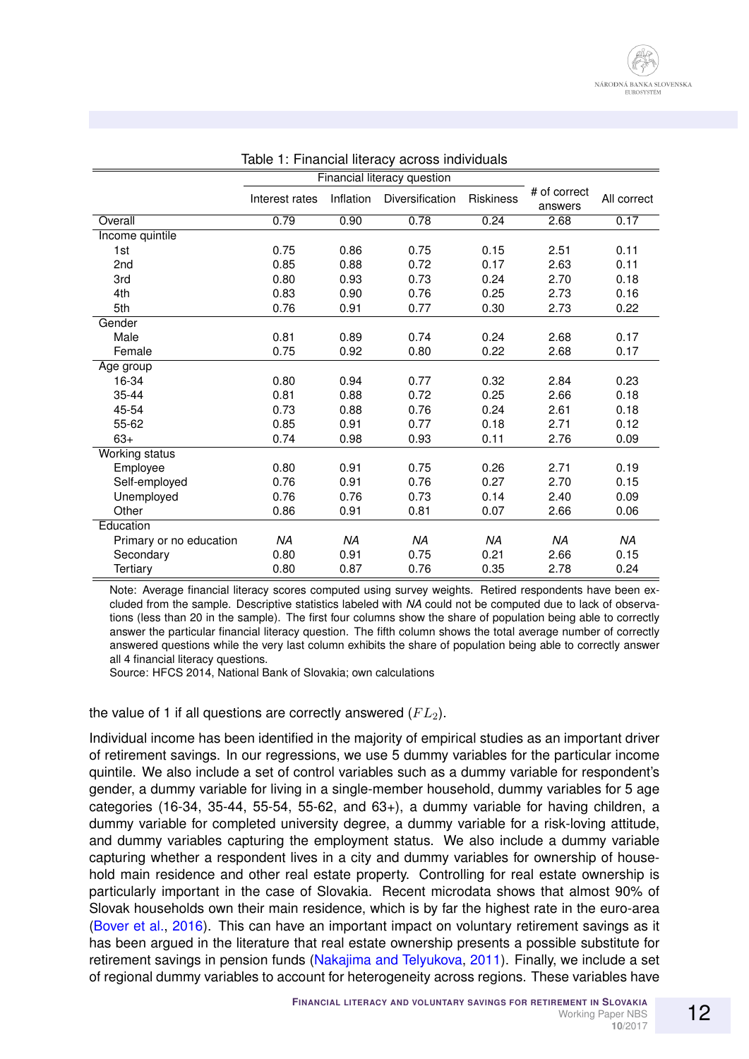Table 1: Financial literacy across individuals

| | Financial literacy question | | | | # of correct answers | All correct |
|---|---|---|---|---|---|---|
| | Interest rates | Inflation | Diversification | Riskiness | | |
| Overall | 0.79 | 0.90 | 0.78 | 0.24 | 2.68 | 0.17 |
| Income quintile | | | | | | |
| 1st | 0.75 | 0.86 | 0.75 | 0.15 | 2.51 | 0.11 |
| 2nd | 0.85 | 0.88 | 0.72 | 0.17 | 2.63 | 0.11 |
| 3rd | 0.80 | 0.93 | 0.73 | 0.24 | 2.70 | 0.18 |
| 4th | 0.83 | 0.90 | 0.76 | 0.25 | 2.73 | 0.16 |
| 5th | 0.76 | 0.91 | 0.77 | 0.30 | 2.73 | 0.22 |
| Gender | | | | | | |
| Male | 0.81 | 0.89 | 0.74 | 0.24 | 2.68 | 0.17 |
| Female | 0.75 | 0.92 | 0.80 | 0.22 | 2.68 | 0.17 |
| Age group | | | | | | |
| 16-34 | 0.80 | 0.94 | 0.77 | 0.32 | 2.84 | 0.23 |
| 35-44 | 0.81 | 0.88 | 0.72 | 0.25 | 2.66 | 0.18 |
| 45-54 | 0.73 | 0.88 | 0.76 | 0.24 | 2.61 | 0.18 |
| 55-62 | 0.85 | 0.91 | 0.77 | 0.18 | 2.71 | 0.12 |
| 63+ | 0.74 | 0.98 | 0.93 | 0.11 | 2.76 | 0.09 |
| Working status | | | | | | |
| Employee | 0.80 | 0.91 | 0.75 | 0.26 | 2.71 | 0.19 |
| Self-employed | 0.76 | 0.91 | 0.76 | 0.27 | 2.70 | 0.15 |
| Unemployed | 0.76 | 0.76 | 0.73 | 0.14 | 2.40 | 0.09 |
| Other | 0.86 | 0.91 | 0.81 | 0.07 | 2.66 | 0.06 |
| Education | | | | | | |
| Primary or no education | *NA* | *NA* | *NA* | *NA* | *NA* | *NA* |
| Secondary | 0.80 | 0.91 | 0.75 | 0.21 | 2.66 | 0.15 |
| Tertiary | 0.80 | 0.87 | 0.76 | 0.35 | 2.78 | 0.24 |

Note: Average financial literacy scores computed using survey weights. Retired respondents have been excluded from the sample. Descriptive statistics labeled with *NA* could not be computed due to lack of observations (less than 20 in the sample). The first four columns show the share of population being able to correctly answer the particular financial literacy question. The fifth column shows the total average number of correctly answered questions while the very last column exhibits the share of population being able to correctly answer all 4 financial literacy questions.

Source: HFCS 2014, National Bank of Slovakia; own calculations

the value of 1 if all questions are correctly answered ($FL_2$).

Individual income has been identified in the majority of empirical studies as an important driver of retirement savings. In our regressions, we use 5 dummy variables for the particular income quintile. We also include a set of control variables such as a dummy variable for respondent's gender, a dummy variable for living in a single-member household, dummy variables for 5 age categories (16-34, 35-44, 55-54, 55-62, and 63+), a dummy variable for having children, a dummy variable for completed university degree, a dummy variable for a risk-loving attitude, and dummy variables capturing the employment status. We also include a dummy variable capturing whether a respondent lives in a city and dummy variables for ownership of household main residence and other real estate property. Controlling for real estate ownership is particularly important in the case of Slovakia. Recent microdata shows that almost 90% of Slovak households own their main residence, which is by far the highest rate in the euro-area (Bover et al., 2016). This can have an important impact on voluntary retirement savings as it has been argued in the literature that real estate ownership presents a possible substitute for retirement savings in pension funds (Nakajima and Telyukova, 2011). Finally, we include a set of regional dummy variables to account for heterogeneity across regions. These variables have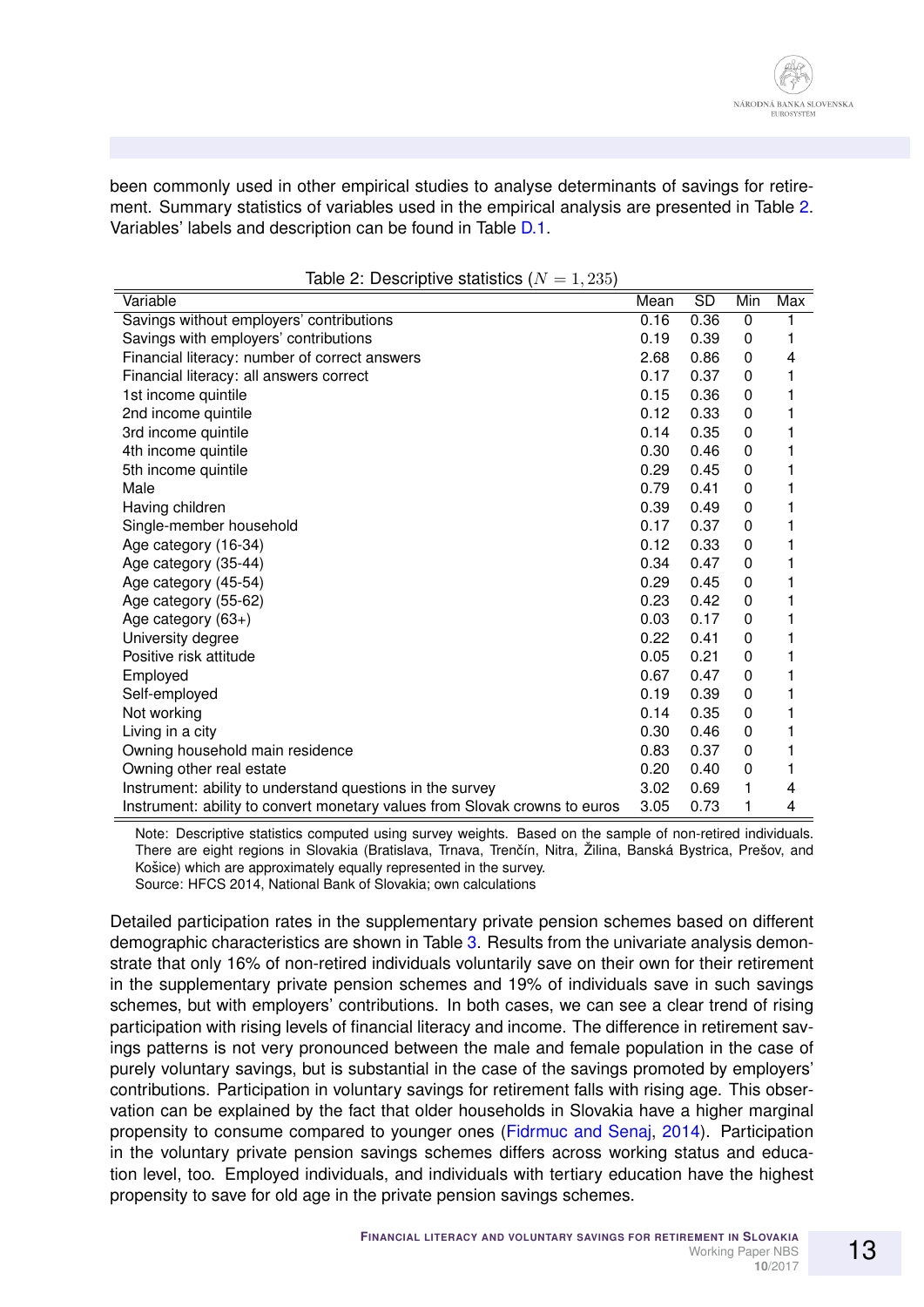been commonly used in other empirical studies to analyse determinants of savings for retirement. Summary statistics of variables used in the empirical analysis are presented in Table 2. Variables' labels and description can be found in Table D.1.

Table 2: Descriptive statistics ($N = 1,235$)

| Variable | Mean | SD | Min | Max |
|---|---|---|---|---|
| Savings without employers' contributions | 0.16 | 0.36 | 0 | 1 |
| Savings with employers' contributions | 0.19 | 0.39 | 0 | 1 |
| Financial literacy: number of correct answers | 2.68 | 0.86 | 0 | 4 |
| Financial literacy: all answers correct | 0.17 | 0.37 | 0 | 1 |
| 1st income quintile | 0.15 | 0.36 | 0 | 1 |
| 2nd income quintile | 0.12 | 0.33 | 0 | 1 |
| 3rd income quintile | 0.14 | 0.35 | 0 | 1 |
| 4th income quintile | 0.30 | 0.46 | 0 | 1 |
| 5th income quintile | 0.29 | 0.45 | 0 | 1 |
| Male | 0.79 | 0.41 | 0 | 1 |
| Having children | 0.39 | 0.49 | 0 | 1 |
| Single-member household | 0.17 | 0.37 | 0 | 1 |
| Age category (16-34) | 0.12 | 0.33 | 0 | 1 |
| Age category (35-44) | 0.34 | 0.47 | 0 | 1 |
| Age category (45-54) | 0.29 | 0.45 | 0 | 1 |
| Age category (55-62) | 0.23 | 0.42 | 0 | 1 |
| Age category (63+) | 0.03 | 0.17 | 0 | 1 |
| University degree | 0.22 | 0.41 | 0 | 1 |
| Positive risk attitude | 0.05 | 0.21 | 0 | 1 |
| Employed | 0.67 | 0.47 | 0 | 1 |
| Self-employed | 0.19 | 0.39 | 0 | 1 |
| Not working | 0.14 | 0.35 | 0 | 1 |
| Living in a city | 0.30 | 0.46 | 0 | 1 |
| Owning household main residence | 0.83 | 0.37 | 0 | 1 |
| Owning other real estate | 0.20 | 0.40 | 0 | 1 |
| Instrument: ability to understand questions in the survey | 3.02 | 0.69 | 1 | 4 |
| Instrument: ability to convert monetary values from Slovak crowns to euros | 3.05 | 0.73 | 1 | 4 |

Note: Descriptive statistics computed using survey weights. Based on the sample of non-retired individuals. There are eight regions in Slovakia (Bratislava, Trnava, Trenčín, Nitra, Žilina, Banská Bystrica, Prešov, and Košice) which are approximately equally represented in the survey.
Source: HFCS 2014, National Bank of Slovakia; own calculations

Detailed participation rates in the supplementary private pension schemes based on different demographic characteristics are shown in Table 3. Results from the univariate analysis demonstrate that only 16% of non-retired individuals voluntarily save on their own for their retirement in the supplementary private pension schemes and 19% of individuals save in such savings schemes, but with employers' contributions. In both cases, we can see a clear trend of rising participation with rising levels of financial literacy and income. The difference in retirement savings patterns is not very pronounced between the male and female population in the case of purely voluntary savings, but is substantial in the case of the savings promoted by employers' contributions. Participation in voluntary savings for retirement falls with rising age. This observation can be explained by the fact that older households in Slovakia have a higher marginal propensity to consume compared to younger ones (Fidrmuc and Senaj, 2014). Participation in the voluntary private pension savings schemes differs across working status and education level, too. Employed individuals, and individuals with tertiary education have the highest propensity to save for old age in the private pension savings schemes.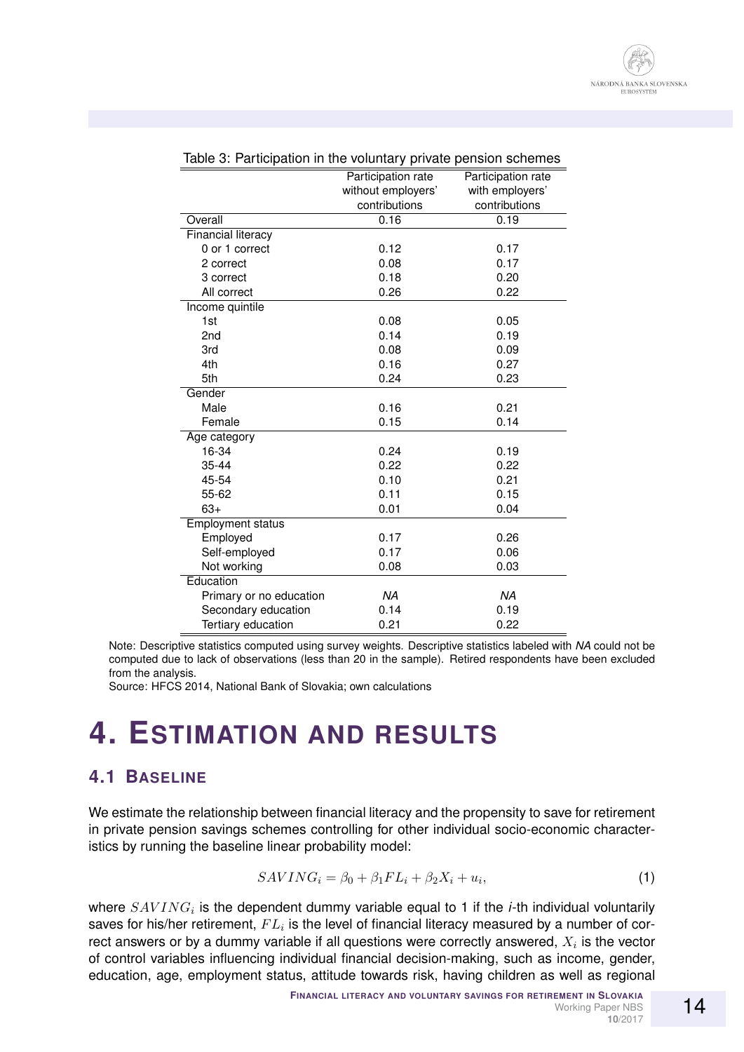Table 3: Participation in the voluntary private pension schemes

| | Participation rate without employers' contributions | Participation rate with employers' contributions |
|---|---|---|
| Overall | 0.16 | 0.19 |
| Financial literacy | | |
| 0 or 1 correct | 0.12 | 0.17 |
| 2 correct | 0.08 | 0.17 |
| 3 correct | 0.18 | 0.20 |
| All correct | 0.26 | 0.22 |
| Income quintile | | |
| 1st | 0.08 | 0.05 |
| 2nd | 0.14 | 0.19 |
| 3rd | 0.08 | 0.09 |
| 4th | 0.16 | 0.27 |
| 5th | 0.24 | 0.23 |
| Gender | | |
| Male | 0.16 | 0.21 |
| Female | 0.15 | 0.14 |
| Age category | | |
| 16-34 | 0.24 | 0.19 |
| 35-44 | 0.22 | 0.22 |
| 45-54 | 0.10 | 0.21 |
| 55-62 | 0.11 | 0.15 |
| 63+ | 0.01 | 0.04 |
| Employment status | | |
| Employed | 0.17 | 0.26 |
| Self-employed | 0.17 | 0.06 |
| Not working | 0.08 | 0.03 |
| Education | | |
| Primary or no education | *NA* | *NA* |
| Secondary education | 0.14 | 0.19 |
| Tertiary education | 0.21 | 0.22 |

Note: Descriptive statistics computed using survey weights. Descriptive statistics labeled with *NA* could not be computed due to lack of observations (less than 20 in the sample). Retired respondents have been excluded from the analysis.
Source: HFCS 2014, National Bank of Slovakia; own calculations

# 4. Estimation and Results

## 4.1 Baseline

We estimate the relationship between financial literacy and the propensity to save for retirement in private pension savings schemes controlling for other individual socio-economic characteristics by running the baseline linear probability model:

$$SAVING_i = \beta_0 + \beta_1 FL_i + \beta_2 X_i + u_i, \tag{1}$$

where $SAVING_i$ is the dependent dummy variable equal to 1 if the *i*-th individual voluntarily saves for his/her retirement, $FL_i$ is the level of financial literacy measured by a number of correct answers or by a dummy variable if all questions were correctly answered, $X_i$ is the vector of control variables influencing individual financial decision-making, such as income, gender, education, age, employment status, attitude towards risk, having children as well as regional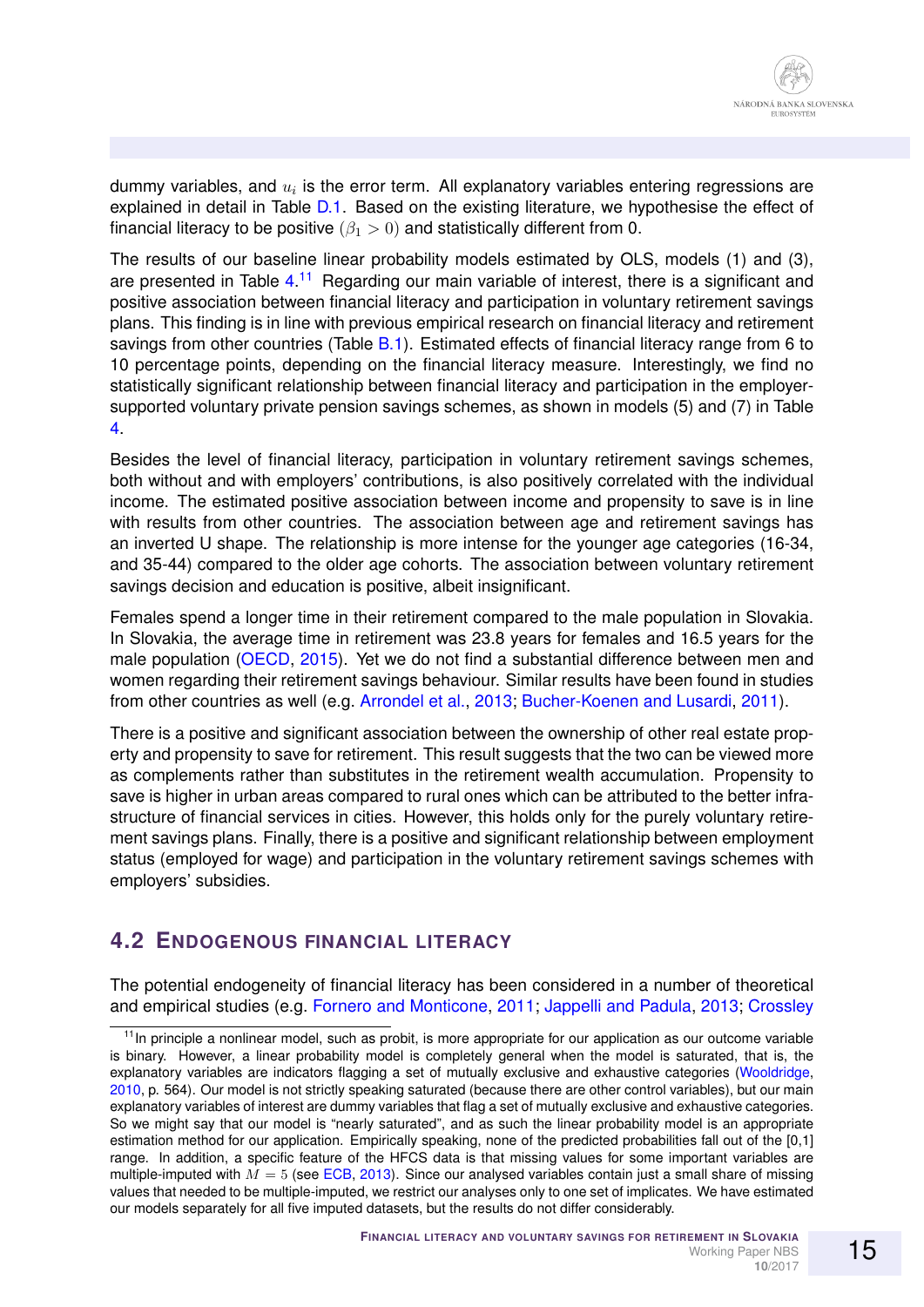dummy variables, and $u_i$ is the error term. All explanatory variables entering regressions are explained in detail in Table D.1. Based on the existing literature, we hypothesise the effect of financial literacy to be positive $(\beta_1 > 0)$ and statistically different from 0.

The results of our baseline linear probability models estimated by OLS, models (1) and (3), are presented in Table 4.[11] Regarding our main variable of interest, there is a significant and positive association between financial literacy and participation in voluntary retirement savings plans. This finding is in line with previous empirical research on financial literacy and retirement savings from other countries (Table B.1). Estimated effects of financial literacy range from 6 to 10 percentage points, depending on the financial literacy measure. Interestingly, we find no statistically significant relationship between financial literacy and participation in the employer-supported voluntary private pension savings schemes, as shown in models (5) and (7) in Table 4.

Besides the level of financial literacy, participation in voluntary retirement savings schemes, both without and with employers' contributions, is also positively correlated with the individual income. The estimated positive association between income and propensity to save is in line with results from other countries. The association between age and retirement savings has an inverted U shape. The relationship is more intense for the younger age categories (16-34, and 35-44) compared to the older age cohorts. The association between voluntary retirement savings decision and education is positive, albeit insignificant.

Females spend a longer time in their retirement compared to the male population in Slovakia. In Slovakia, the average time in retirement was 23.8 years for females and 16.5 years for the male population (OECD, 2015). Yet we do not find a substantial difference between men and women regarding their retirement savings behaviour. Similar results have been found in studies from other countries as well (e.g. Arrondel et al., 2013; Bucher-Koenen and Lusardi, 2011).

There is a positive and significant association between the ownership of other real estate property and propensity to save for retirement. This result suggests that the two can be viewed more as complements rather than substitutes in the retirement wealth accumulation. Propensity to save is higher in urban areas compared to rural ones which can be attributed to the better infrastructure of financial services in cities. However, this holds only for the purely voluntary retirement savings plans. Finally, there is a positive and significant relationship between employment status (employed for wage) and participation in the voluntary retirement savings schemes with employers' subsidies.

## 4.2 Endogenous financial literacy

The potential endogeneity of financial literacy has been considered in a number of theoretical and empirical studies (e.g. Fornero and Monticone, 2011; Jappelli and Padula, 2013; Crossley

[11] In principle a nonlinear model, such as probit, is more appropriate for our application as our outcome variable is binary. However, a linear probability model is completely general when the model is saturated, that is, the explanatory variables are indicators flagging a set of mutually exclusive and exhaustive categories (Wooldridge, 2010, p. 564). Our model is not strictly speaking saturated (because there are other control variables), but our main explanatory variables of interest are dummy variables that flag a set of mutually exclusive and exhaustive categories. So we might say that our model is "nearly saturated", and as such the linear probability model is an appropriate estimation method for our application. Empirically speaking, none of the predicted probabilities fall out of the [0,1] range. In addition, a specific feature of the HFCS data is that missing values for some important variables are multiple-imputed with $M = 5$ (see ECB, 2013). Since our analysed variables contain just a small share of missing values that needed to be multiple-imputed, we restrict our analyses only to one set of implicates. We have estimated our models separately for all five imputed datasets, but the results do not differ considerably.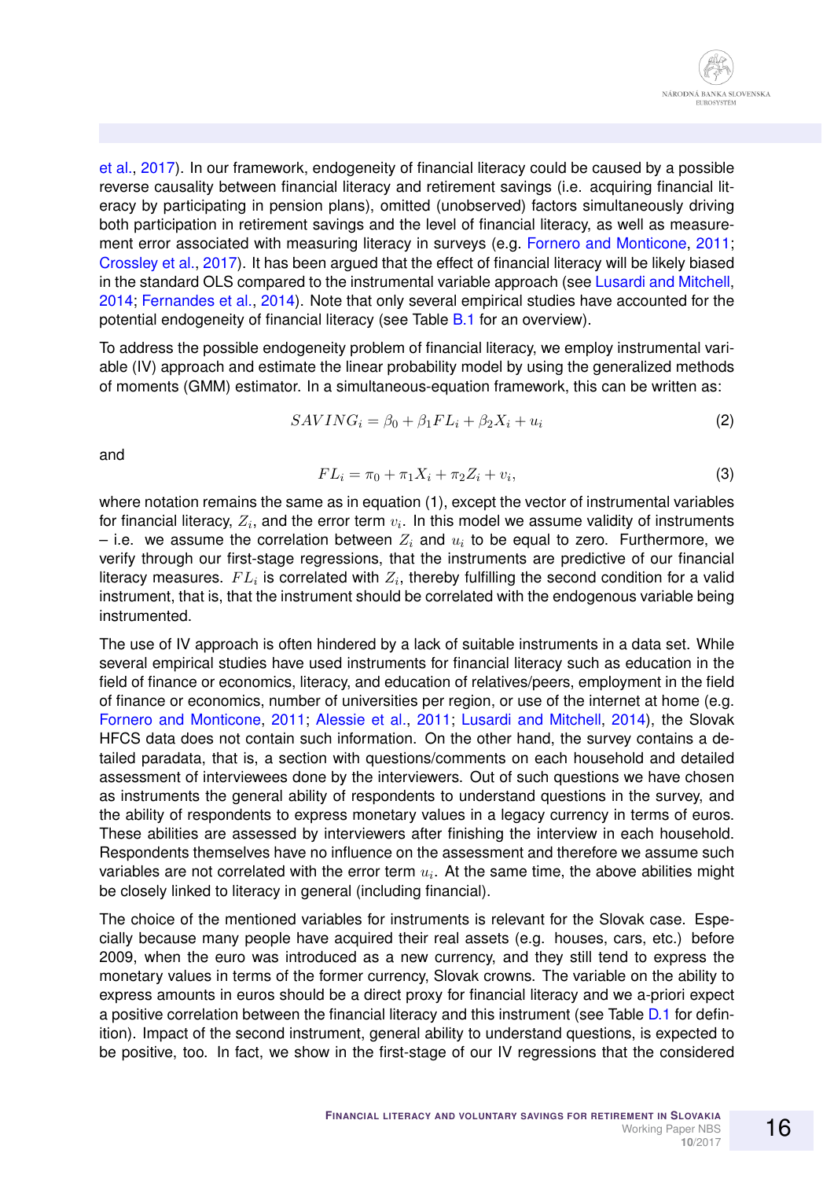et al., 2017). In our framework, endogeneity of financial literacy could be caused by a possible reverse causality between financial literacy and retirement savings (i.e. acquiring financial literacy by participating in pension plans), omitted (unobserved) factors simultaneously driving both participation in retirement savings and the level of financial literacy, as well as measurement error associated with measuring literacy in surveys (e.g. Fornero and Monticone, 2011; Crossley et al., 2017). It has been argued that the effect of financial literacy will be likely biased in the standard OLS compared to the instrumental variable approach (see Lusardi and Mitchell, 2014; Fernandes et al., 2014). Note that only several empirical studies have accounted for the potential endogeneity of financial literacy (see Table B.1 for an overview).

To address the possible endogeneity problem of financial literacy, we employ instrumental variable (IV) approach and estimate the linear probability model by using the generalized methods of moments (GMM) estimator. In a simultaneous-equation framework, this can be written as:

$$SAVING_i = \beta_0 + \beta_1 FL_i + \beta_2 X_i + u_i \tag{2}$$

and

$$FL_i = \pi_0 + \pi_1 X_i + \pi_2 Z_i + v_i, \tag{3}$$

where notation remains the same as in equation (1), except the vector of instrumental variables for financial literacy, $Z_i$, and the error term $v_i$. In this model we assume validity of instruments – i.e. we assume the correlation between $Z_i$ and $u_i$ to be equal to zero. Furthermore, we verify through our first-stage regressions, that the instruments are predictive of our financial literacy measures. $FL_i$ is correlated with $Z_i$, thereby fulfilling the second condition for a valid instrument, that is, that the instrument should be correlated with the endogenous variable being instrumented.

The use of IV approach is often hindered by a lack of suitable instruments in a data set. While several empirical studies have used instruments for financial literacy such as education in the field of finance or economics, literacy, and education of relatives/peers, employment in the field of finance or economics, number of universities per region, or use of the internet at home (e.g. Fornero and Monticone, 2011; Alessie et al., 2011; Lusardi and Mitchell, 2014), the Slovak HFCS data does not contain such information. On the other hand, the survey contains a detailed paradata, that is, a section with questions/comments on each household and detailed assessment of interviewees done by the interviewers. Out of such questions we have chosen as instruments the general ability of respondents to understand questions in the survey, and the ability of respondents to express monetary values in a legacy currency in terms of euros. These abilities are assessed by interviewers after finishing the interview in each household. Respondents themselves have no influence on the assessment and therefore we assume such variables are not correlated with the error term $u_i$. At the same time, the above abilities might be closely linked to literacy in general (including financial).

The choice of the mentioned variables for instruments is relevant for the Slovak case. Especially because many people have acquired their real assets (e.g. houses, cars, etc.) before 2009, when the euro was introduced as a new currency, and they still tend to express the monetary values in terms of the former currency, Slovak crowns. The variable on the ability to express amounts in euros should be a direct proxy for financial literacy and we a-priori expect a positive correlation between the financial literacy and this instrument (see Table D.1 for definition). Impact of the second instrument, general ability to understand questions, is expected to be positive, too. In fact, we show in the first-stage of our IV regressions that the considered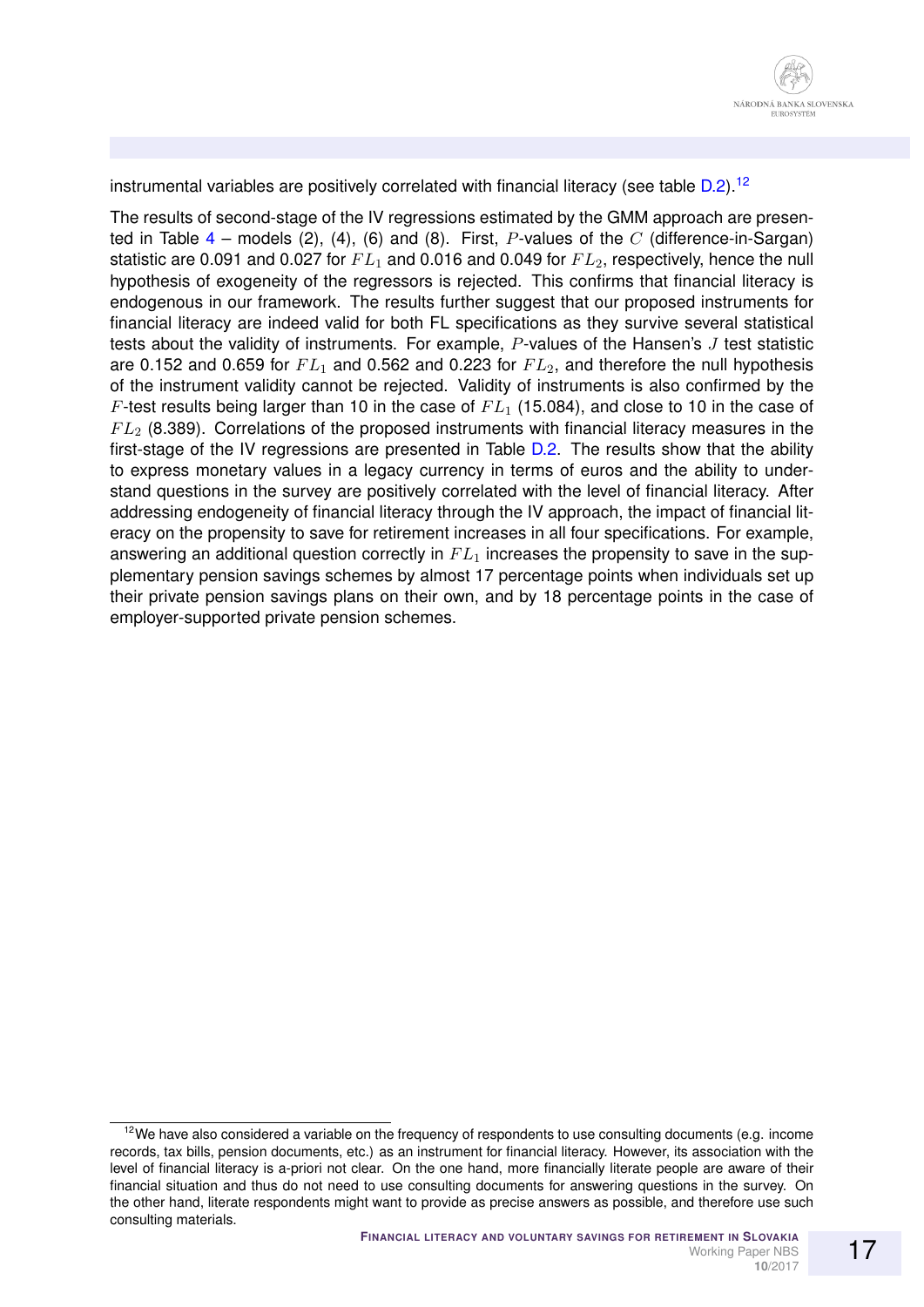instrumental variables are positively correlated with financial literacy (see table D.2).[12]

The results of second-stage of the IV regressions estimated by the GMM approach are presented in Table 4 – models (2), (4), (6) and (8). First, $P$-values of the $C$ (difference-in-Sargan) statistic are 0.091 and 0.027 for $FL_1$ and 0.016 and 0.049 for $FL_2$, respectively, hence the null hypothesis of exogeneity of the regressors is rejected. This confirms that financial literacy is endogenous in our framework. The results further suggest that our proposed instruments for financial literacy are indeed valid for both FL specifications as they survive several statistical tests about the validity of instruments. For example, $P$-values of the Hansen's $J$ test statistic are 0.152 and 0.659 for $FL_1$ and 0.562 and 0.223 for $FL_2$, and therefore the null hypothesis of the instrument validity cannot be rejected. Validity of instruments is also confirmed by the $F$-test results being larger than 10 in the case of $FL_1$ (15.084), and close to 10 in the case of $FL_2$ (8.389). Correlations of the proposed instruments with financial literacy measures in the first-stage of the IV regressions are presented in Table D.2. The results show that the ability to express monetary values in a legacy currency in terms of euros and the ability to understand questions in the survey are positively correlated with the level of financial literacy. After addressing endogeneity of financial literacy through the IV approach, the impact of financial literacy on the propensity to save for retirement increases in all four specifications. For example, answering an additional question correctly in $FL_1$ increases the propensity to save in the supplementary pension savings schemes by almost 17 percentage points when individuals set up their private pension savings plans on their own, and by 18 percentage points in the case of employer-supported private pension schemes.

[12] We have also considered a variable on the frequency of respondents to use consulting documents (e.g. income records, tax bills, pension documents, etc.) as an instrument for financial literacy. However, its association with the level of financial literacy is a-priori not clear. On the one hand, more financially literate people are aware of their financial situation and thus do not need to use consulting documents for answering questions in the survey. On the other hand, literate respondents might want to provide as precise answers as possible, and therefore use such consulting materials.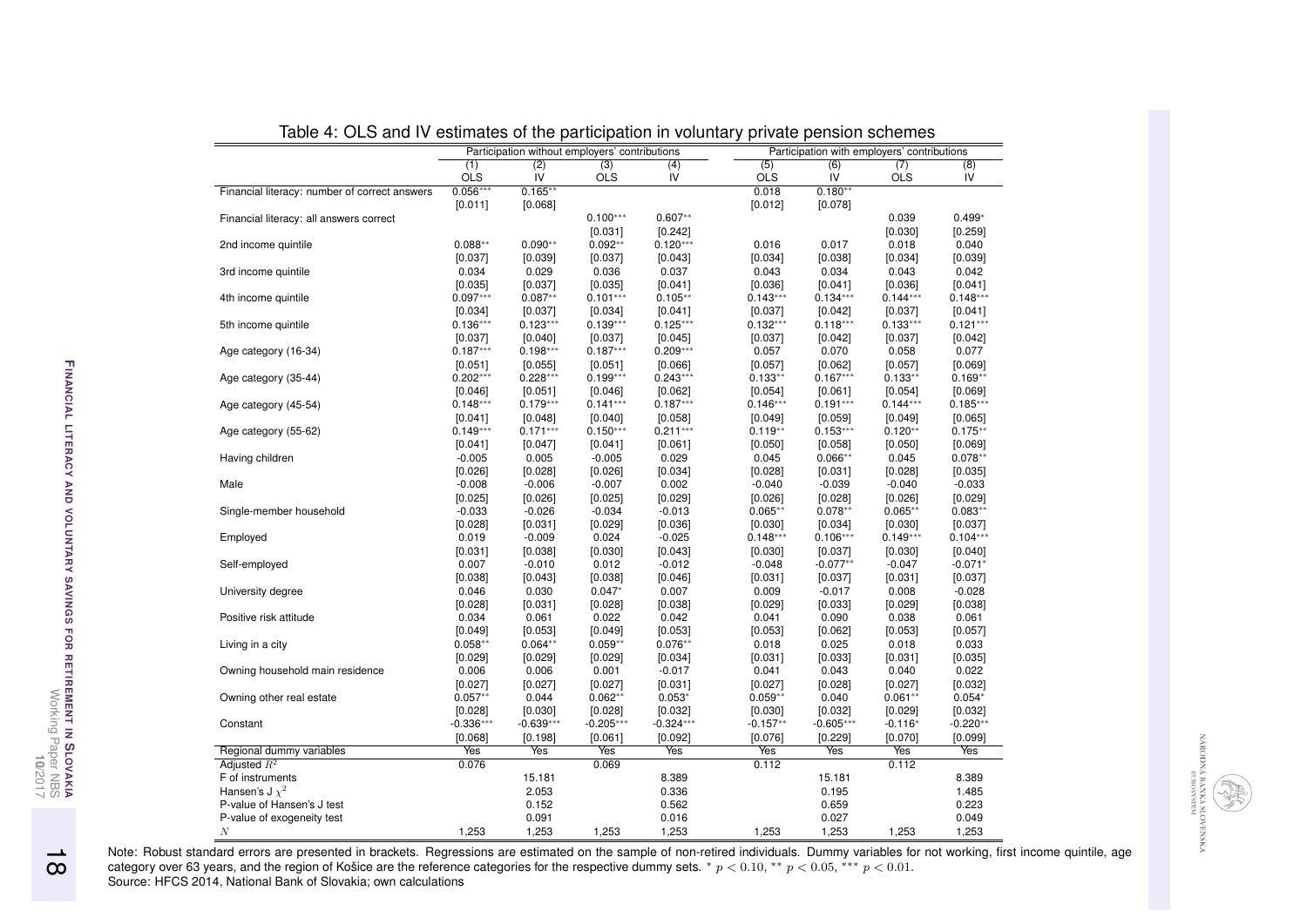Table 4: OLS and IV estimates of the participation in voluntary private pension schemes

| | Participation without employers' contributions | | | | Participation with employers' contributions | | | |
|---|---|---|---|---|---|---|---|---|
| | (1) | (2) | (3) | (4) | (5) | (6) | (7) | (8) |
| | OLS | IV | OLS | IV | OLS | IV | OLS | IV |
| Financial literacy: number of correct answers | 0.056*** | 0.165** | | | 0.018 | 0.180** | | |
| | [0.011] | [0.068] | | | [0.012] | [0.078] | | |
| Financial literacy: all answers correct | | | 0.100*** | 0.607** | | | 0.039 | 0.499* |
| | | | [0.031] | [0.242] | | | [0.030] | [0.259] |
| 2nd income quintile | 0.088** | 0.090** | 0.092** | 0.120*** | 0.016 | 0.017 | 0.018 | 0.040 |
| | [0.037] | [0.039] | [0.037] | [0.043] | [0.034] | [0.038] | [0.034] | [0.039] |
| 3rd income quintile | 0.034 | 0.029 | 0.036 | 0.037 | 0.043 | 0.034 | 0.043 | 0.042 |
| | [0.035] | [0.037] | [0.035] | [0.041] | [0.036] | [0.041] | [0.036] | [0.041] |
| 4th income quintile | 0.097*** | 0.087** | 0.101*** | 0.105** | 0.143*** | 0.134*** | 0.144*** | 0.148*** |
| | [0.034] | [0.037] | [0.034] | [0.041] | [0.037] | [0.042] | [0.037] | [0.041] |
| 5th income quintile | 0.136*** | 0.123*** | 0.139*** | 0.125*** | 0.132*** | 0.118*** | 0.133*** | 0.121*** |
| | [0.037] | [0.040] | [0.037] | [0.045] | [0.037] | [0.042] | [0.037] | [0.042] |
| Age category (16-34) | 0.187*** | 0.198*** | 0.187*** | 0.209*** | 0.057 | 0.070 | 0.058 | 0.077 |
| | [0.051] | [0.055] | [0.051] | [0.066] | [0.057] | [0.062] | [0.057] | [0.069] |
| Age category (35-44) | 0.202*** | 0.228*** | 0.199*** | 0.243*** | 0.133** | 0.167*** | 0.133** | 0.169** |
| | [0.046] | [0.051] | [0.046] | [0.062] | [0.054] | [0.061] | [0.054] | [0.069] |
| Age category (45-54) | 0.148*** | 0.179*** | 0.141*** | 0.187*** | 0.146*** | 0.191*** | 0.144*** | 0.185*** |
| | [0.041] | [0.048] | [0.040] | [0.058] | [0.049] | [0.059] | [0.049] | [0.065] |
| Age category (55-62) | 0.149*** | 0.171*** | 0.150*** | 0.211*** | 0.119** | 0.153*** | 0.120** | 0.175** |
| | [0.041] | [0.047] | [0.041] | [0.061] | [0.050] | [0.058] | [0.050] | [0.069] |
| Having children | -0.005 | 0.005 | -0.005 | 0.029 | 0.045 | 0.066** | 0.045 | 0.078** |
| | [0.026] | [0.028] | [0.026] | [0.034] | [0.028] | [0.031] | [0.028] | [0.035] |
| Male | -0.008 | -0.006 | -0.007 | 0.002 | -0.040 | -0.039 | -0.040 | -0.033 |
| | [0.025] | [0.026] | [0.025] | [0.029] | [0.026] | [0.028] | [0.026] | [0.029] |
| Single-member household | -0.033 | -0.026 | -0.034 | -0.013 | 0.065** | 0.078** | 0.065** | 0.083** |
| | [0.028] | [0.031] | [0.029] | [0.036] | [0.030] | [0.034] | [0.030] | [0.037] |
| Employed | 0.019 | -0.009 | 0.024 | -0.025 | 0.148*** | 0.106*** | 0.149*** | 0.104*** |
| | [0.031] | [0.038] | [0.030] | [0.043] | [0.030] | [0.037] | [0.030] | [0.040] |
| Self-employed | 0.007 | -0.010 | 0.012 | -0.012 | -0.048 | -0.077** | -0.047 | -0.071* |
| | [0.038] | [0.043] | [0.038] | [0.046] | [0.031] | [0.037] | [0.031] | [0.037] |
| University degree | 0.046 | 0.030 | 0.047* | 0.007 | 0.009 | -0.017 | 0.008 | -0.028 |
| | [0.028] | [0.031] | [0.028] | [0.038] | [0.029] | [0.033] | [0.029] | [0.038] |
| Positive risk attitude | 0.034 | 0.061 | 0.022 | 0.042 | 0.041 | 0.090 | 0.038 | 0.061 |
| | [0.049] | [0.053] | [0.049] | [0.053] | [0.053] | [0.062] | [0.053] | [0.057] |
| Living in a city | 0.058** | 0.064** | 0.059** | 0.076** | 0.018 | 0.025 | 0.018 | 0.033 |
| | [0.029] | [0.029] | [0.029] | [0.034] | [0.031] | [0.033] | [0.031] | [0.035] |
| Owning household main residence | 0.006 | 0.006 | 0.001 | -0.017 | 0.041 | 0.043 | 0.040 | 0.022 |
| | [0.027] | [0.027] | [0.027] | [0.031] | [0.027] | [0.028] | [0.027] | [0.032] |
| Owning other real estate | 0.057** | 0.044 | 0.062** | 0.053* | 0.059** | 0.040 | 0.061** | 0.054* |
| | [0.028] | [0.030] | [0.028] | [0.032] | [0.030] | [0.032] | [0.029] | [0.032] |
| Constant | -0.336*** | -0.639*** | -0.205*** | -0.324*** | -0.157** | -0.605*** | -0.116* | -0.220** |
| | [0.068] | [0.198] | [0.061] | [0.092] | [0.076] | [0.229] | [0.070] | [0.099] |
| Regional dummy variables | Yes | Yes | Yes | Yes | Yes | Yes | Yes | Yes |
| Adjusted $R^2$ | 0.076 | | 0.069 | | 0.112 | | 0.112 | |
| F of instruments | | 15.181 | | 8.389 | | 15.181 | | 8.389 |
| Hansen's J $\chi^2$ | | 2.053 | | 0.336 | | 0.195 | | 1.485 |
| P-value of Hansen's J test | | 0.152 | | 0.562 | | 0.659 | | 0.223 |
| P-value of exogeneity test | | 0.091 | | 0.016 | | 0.027 | | 0.049 |
| $N$ | 1,253 | 1,253 | 1,253 | 1,253 | 1,253 | 1,253 | 1,253 | 1,253 |

Note: Robust standard errors are presented in brackets. Regressions are estimated on the sample of non-retired individuals. Dummy variables for not working, first income quintile, age category over 63 years, and the region of Košice are the reference categories for the respective dummy sets. * $p < 0.10$, ** $p < 0.05$, *** $p < 0.01$.
Source: HFCS 2014, National Bank of Slovakia; own calculations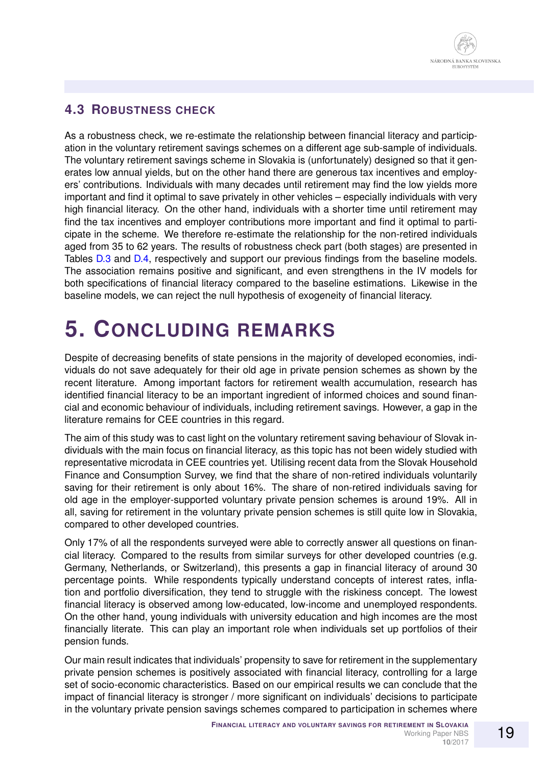### 4.3 Robustness check

As a robustness check, we re-estimate the relationship between financial literacy and participation in the voluntary retirement savings schemes on a different age sub-sample of individuals. The voluntary retirement savings scheme in Slovakia is (unfortunately) designed so that it generates low annual yields, but on the other hand there are generous tax incentives and employers' contributions. Individuals with many decades until retirement may find the low yields more important and find it optimal to save privately in other vehicles – especially individuals with very high financial literacy. On the other hand, individuals with a shorter time until retirement may find the tax incentives and employer contributions more important and find it optimal to participate in the scheme. We therefore re-estimate the relationship for the non-retired individuals aged from 35 to 62 years. The results of robustness check part (both stages) are presented in Tables D.3 and D.4, respectively and support our previous findings from the baseline models. The association remains positive and significant, and even strengthens in the IV models for both specifications of financial literacy compared to the baseline estimations. Likewise in the baseline models, we can reject the null hypothesis of exogeneity of financial literacy.

# 5. Concluding remarks

Despite of decreasing benefits of state pensions in the majority of developed economies, individuals do not save adequately for their old age in private pension schemes as shown by the recent literature. Among important factors for retirement wealth accumulation, research has identified financial literacy to be an important ingredient of informed choices and sound financial and economic behaviour of individuals, including retirement savings. However, a gap in the literature remains for CEE countries in this regard.

The aim of this study was to cast light on the voluntary retirement saving behaviour of Slovak individuals with the main focus on financial literacy, as this topic has not been widely studied with representative microdata in CEE countries yet. Utilising recent data from the Slovak Household Finance and Consumption Survey, we find that the share of non-retired individuals voluntarily saving for their retirement is only about 16%. The share of non-retired individuals saving for old age in the employer-supported voluntary private pension schemes is around 19%. All in all, saving for retirement in the voluntary private pension schemes is still quite low in Slovakia, compared to other developed countries.

Only 17% of all the respondents surveyed were able to correctly answer all questions on financial literacy. Compared to the results from similar surveys for other developed countries (e.g. Germany, Netherlands, or Switzerland), this presents a gap in financial literacy of around 30 percentage points. While respondents typically understand concepts of interest rates, inflation and portfolio diversification, they tend to struggle with the riskiness concept. The lowest financial literacy is observed among low-educated, low-income and unemployed respondents. On the other hand, young individuals with university education and high incomes are the most financially literate. This can play an important role when individuals set up portfolios of their pension funds.

Our main result indicates that individuals' propensity to save for retirement in the supplementary private pension schemes is positively associated with financial literacy, controlling for a large set of socio-economic characteristics. Based on our empirical results we can conclude that the impact of financial literacy is stronger / more significant on individuals' decisions to participate in the voluntary private pension savings schemes compared to participation in schemes where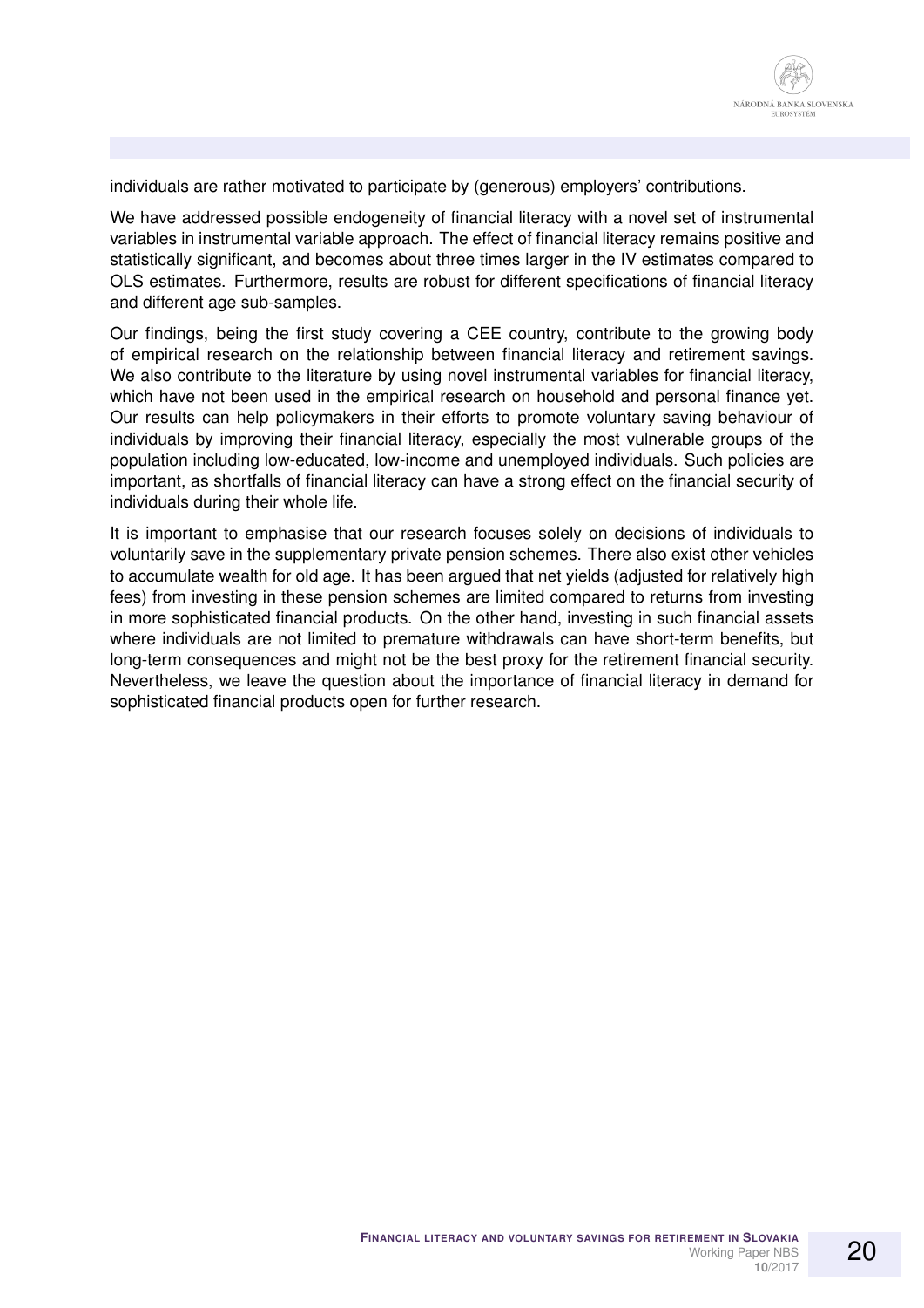individuals are rather motivated to participate by (generous) employers' contributions.

We have addressed possible endogeneity of financial literacy with a novel set of instrumental variables in instrumental variable approach. The effect of financial literacy remains positive and statistically significant, and becomes about three times larger in the IV estimates compared to OLS estimates. Furthermore, results are robust for different specifications of financial literacy and different age sub-samples.

Our findings, being the first study covering a CEE country, contribute to the growing body of empirical research on the relationship between financial literacy and retirement savings. We also contribute to the literature by using novel instrumental variables for financial literacy, which have not been used in the empirical research on household and personal finance yet. Our results can help policymakers in their efforts to promote voluntary saving behaviour of individuals by improving their financial literacy, especially the most vulnerable groups of the population including low-educated, low-income and unemployed individuals. Such policies are important, as shortfalls of financial literacy can have a strong effect on the financial security of individuals during their whole life.

It is important to emphasise that our research focuses solely on decisions of individuals to voluntarily save in the supplementary private pension schemes. There also exist other vehicles to accumulate wealth for old age. It has been argued that net yields (adjusted for relatively high fees) from investing in these pension schemes are limited compared to returns from investing in more sophisticated financial products. On the other hand, investing in such financial assets where individuals are not limited to premature withdrawals can have short-term benefits, but long-term consequences and might not be the best proxy for the retirement financial security. Nevertheless, we leave the question about the importance of financial literacy in demand for sophisticated financial products open for further research.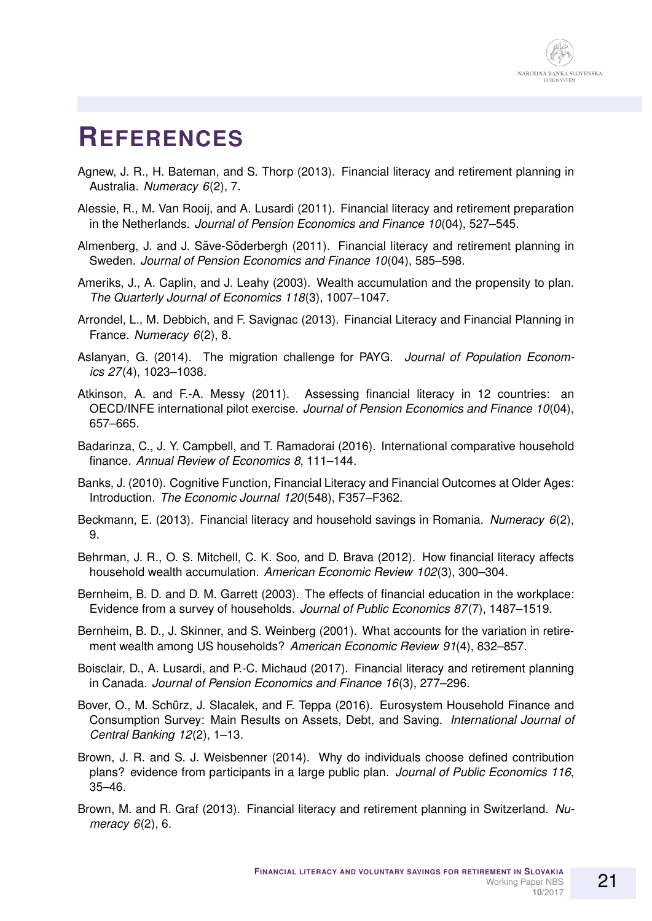# REFERENCES

Agnew, J. R., H. Bateman, and S. Thorp (2013). Financial literacy and retirement planning in Australia. *Numeracy 6*(2), 7.

Alessie, R., M. Van Rooij, and A. Lusardi (2011). Financial literacy and retirement preparation in the Netherlands. *Journal of Pension Economics and Finance 10*(04), 527–545.

Almenberg, J. and J. Säve-Söderbergh (2011). Financial literacy and retirement planning in Sweden. *Journal of Pension Economics and Finance 10*(04), 585–598.

Ameriks, J., A. Caplin, and J. Leahy (2003). Wealth accumulation and the propensity to plan. *The Quarterly Journal of Economics 118*(3), 1007–1047.

Arrondel, L., M. Debbich, and F. Savignac (2013). Financial Literacy and Financial Planning in France. *Numeracy 6*(2), 8.

Aslanyan, G. (2014). The migration challenge for PAYG. *Journal of Population Economics 27*(4), 1023–1038.

Atkinson, A. and F.-A. Messy (2011). Assessing financial literacy in 12 countries: an OECD/INFE international pilot exercise. *Journal of Pension Economics and Finance 10*(04), 657–665.

Badarinza, C., J. Y. Campbell, and T. Ramadorai (2016). International comparative household finance. *Annual Review of Economics 8*, 111–144.

Banks, J. (2010). Cognitive Function, Financial Literacy and Financial Outcomes at Older Ages: Introduction. *The Economic Journal 120*(548), F357–F362.

Beckmann, E. (2013). Financial literacy and household savings in Romania. *Numeracy 6*(2), 9.

Behrman, J. R., O. S. Mitchell, C. K. Soo, and D. Brava (2012). How financial literacy affects household wealth accumulation. *American Economic Review 102*(3), 300–304.

Bernheim, B. D. and D. M. Garrett (2003). The effects of financial education in the workplace: Evidence from a survey of households. *Journal of Public Economics 87*(7), 1487–1519.

Bernheim, B. D., J. Skinner, and S. Weinberg (2001). What accounts for the variation in retirement wealth among US households? *American Economic Review 91*(4), 832–857.

Boisclair, D., A. Lusardi, and P.-C. Michaud (2017). Financial literacy and retirement planning in Canada. *Journal of Pension Economics and Finance 16*(3), 277–296.

Bover, O., M. Schürz, J. Slacalek, and F. Teppa (2016). Eurosystem Household Finance and Consumption Survey: Main Results on Assets, Debt, and Saving. *International Journal of Central Banking 12*(2), 1–13.

Brown, J. R. and S. J. Weisbenner (2014). Why do individuals choose defined contribution plans? evidence from participants in a large public plan. *Journal of Public Economics 116*, 35–46.

Brown, M. and R. Graf (2013). Financial literacy and retirement planning in Switzerland. *Numeracy 6*(2), 6.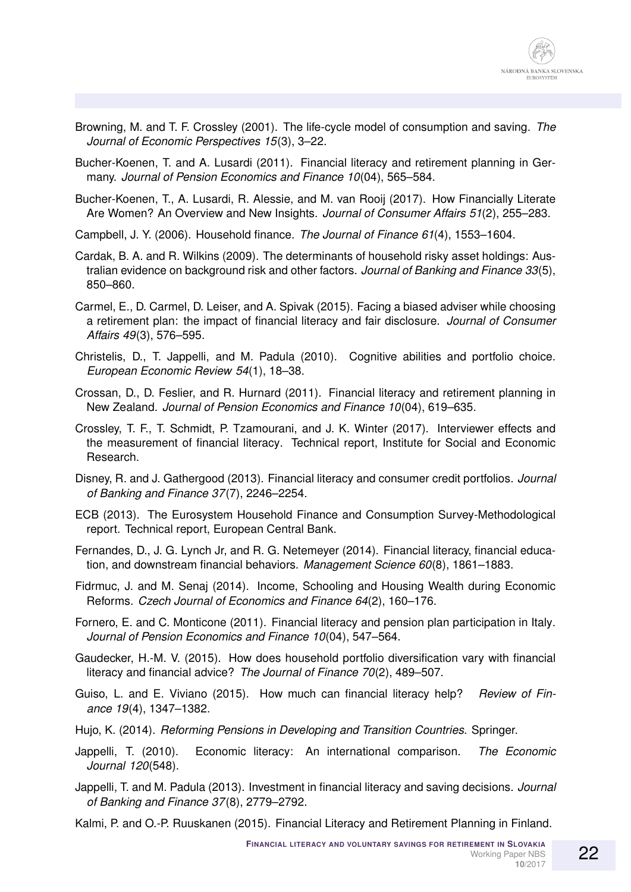Browning, M. and T. F. Crossley (2001). The life-cycle model of consumption and saving. *The Journal of Economic Perspectives 15*(3), 3–22.

Bucher-Koenen, T. and A. Lusardi (2011). Financial literacy and retirement planning in Germany. *Journal of Pension Economics and Finance 10*(04), 565–584.

Bucher-Koenen, T., A. Lusardi, R. Alessie, and M. van Rooij (2017). How Financially Literate Are Women? An Overview and New Insights. *Journal of Consumer Affairs 51*(2), 255–283.

Campbell, J. Y. (2006). Household finance. *The Journal of Finance 61*(4), 1553–1604.

Cardak, B. A. and R. Wilkins (2009). The determinants of household risky asset holdings: Australian evidence on background risk and other factors. *Journal of Banking and Finance 33*(5), 850–860.

Carmel, E., D. Carmel, D. Leiser, and A. Spivak (2015). Facing a biased adviser while choosing a retirement plan: the impact of financial literacy and fair disclosure. *Journal of Consumer Affairs 49*(3), 576–595.

Christelis, D., T. Jappelli, and M. Padula (2010). Cognitive abilities and portfolio choice. *European Economic Review 54*(1), 18–38.

Crossan, D., D. Feslier, and R. Hurnard (2011). Financial literacy and retirement planning in New Zealand. *Journal of Pension Economics and Finance 10*(04), 619–635.

Crossley, T. F., T. Schmidt, P. Tzamourani, and J. K. Winter (2017). Interviewer effects and the measurement of financial literacy. Technical report, Institute for Social and Economic Research.

Disney, R. and J. Gathergood (2013). Financial literacy and consumer credit portfolios. *Journal of Banking and Finance 37*(7), 2246–2254.

ECB (2013). The Eurosystem Household Finance and Consumption Survey-Methodological report. Technical report, European Central Bank.

Fernandes, D., J. G. Lynch Jr, and R. G. Netemeyer (2014). Financial literacy, financial education, and downstream financial behaviors. *Management Science 60*(8), 1861–1883.

Fidrmuc, J. and M. Senaj (2014). Income, Schooling and Housing Wealth during Economic Reforms. *Czech Journal of Economics and Finance 64*(2), 160–176.

Fornero, E. and C. Monticone (2011). Financial literacy and pension plan participation in Italy. *Journal of Pension Economics and Finance 10*(04), 547–564.

Gaudecker, H.-M. V. (2015). How does household portfolio diversification vary with financial literacy and financial advice? *The Journal of Finance 70*(2), 489–507.

Guiso, L. and E. Viviano (2015). How much can financial literacy help? *Review of Finance 19*(4), 1347–1382.

Hujo, K. (2014). *Reforming Pensions in Developing and Transition Countries.* Springer.

Jappelli, T. (2010). Economic literacy: An international comparison. *The Economic Journal 120*(548).

Jappelli, T. and M. Padula (2013). Investment in financial literacy and saving decisions. *Journal of Banking and Finance 37*(8), 2779–2792.

Kalmi, P. and O.-P. Ruuskanen (2015). Financial Literacy and Retirement Planning in Finland.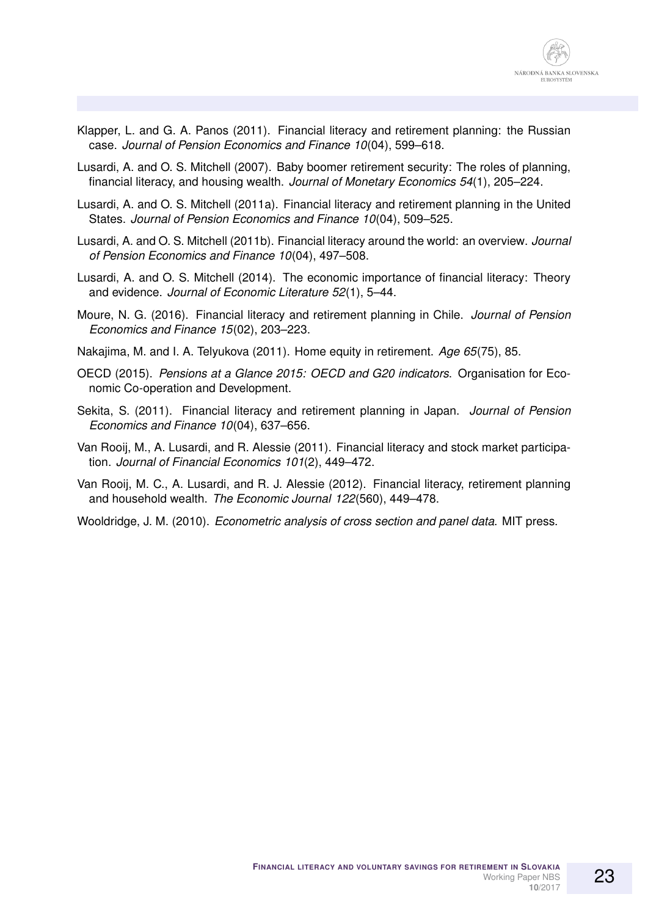Klapper, L. and G. A. Panos (2011). Financial literacy and retirement planning: the Russian case. *Journal of Pension Economics and Finance 10*(04), 599–618.

Lusardi, A. and O. S. Mitchell (2007). Baby boomer retirement security: The roles of planning, financial literacy, and housing wealth. *Journal of Monetary Economics 54*(1), 205–224.

Lusardi, A. and O. S. Mitchell (2011a). Financial literacy and retirement planning in the United States. *Journal of Pension Economics and Finance 10*(04), 509–525.

Lusardi, A. and O. S. Mitchell (2011b). Financial literacy around the world: an overview. *Journal of Pension Economics and Finance 10*(04), 497–508.

Lusardi, A. and O. S. Mitchell (2014). The economic importance of financial literacy: Theory and evidence. *Journal of Economic Literature 52*(1), 5–44.

Moure, N. G. (2016). Financial literacy and retirement planning in Chile. *Journal of Pension Economics and Finance 15*(02), 203–223.

Nakajima, M. and I. A. Telyukova (2011). Home equity in retirement. *Age 65*(75), 85.

OECD (2015). *Pensions at a Glance 2015: OECD and G20 indicators.* Organisation for Economic Co-operation and Development.

Sekita, S. (2011). Financial literacy and retirement planning in Japan. *Journal of Pension Economics and Finance 10*(04), 637–656.

Van Rooij, M., A. Lusardi, and R. Alessie (2011). Financial literacy and stock market participation. *Journal of Financial Economics 101*(2), 449–472.

Van Rooij, M. C., A. Lusardi, and R. J. Alessie (2012). Financial literacy, retirement planning and household wealth. *The Economic Journal 122*(560), 449–478.

Wooldridge, J. M. (2010). *Econometric analysis of cross section and panel data*. MIT press.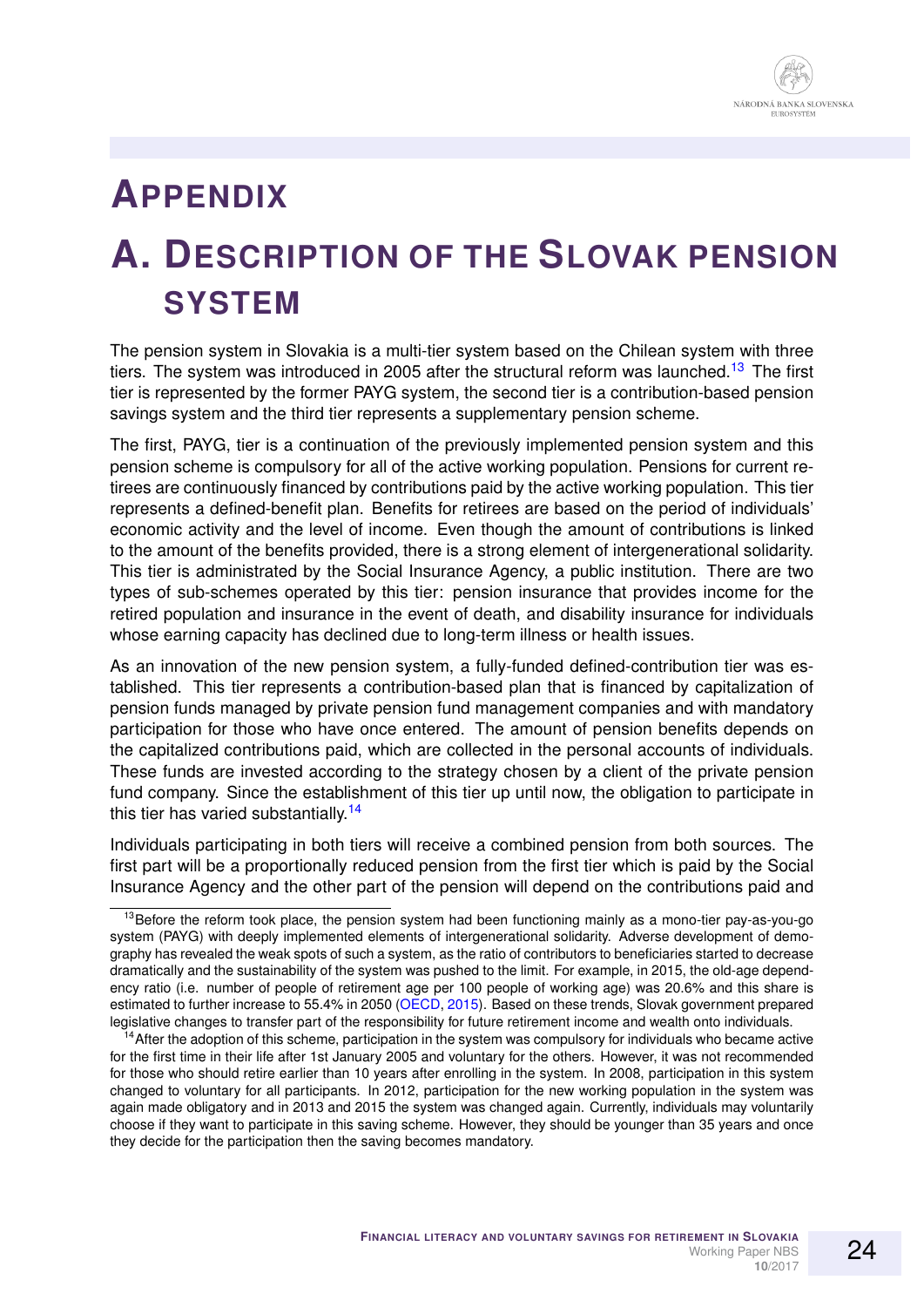# APPENDIX

# A. DESCRIPTION OF THE SLOVAK PENSION SYSTEM

The pension system in Slovakia is a multi-tier system based on the Chilean system with three tiers. The system was introduced in 2005 after the structural reform was launched.[13] The first tier is represented by the former PAYG system, the second tier is a contribution-based pension savings system and the third tier represents a supplementary pension scheme.

The first, PAYG, tier is a continuation of the previously implemented pension system and this pension scheme is compulsory for all of the active working population. Pensions for current retirees are continuously financed by contributions paid by the active working population. This tier represents a defined-benefit plan. Benefits for retirees are based on the period of individuals' economic activity and the level of income. Even though the amount of contributions is linked to the amount of the benefits provided, there is a strong element of intergenerational solidarity. This tier is administrated by the Social Insurance Agency, a public institution. There are two types of sub-schemes operated by this tier: pension insurance that provides income for the retired population and insurance in the event of death, and disability insurance for individuals whose earning capacity has declined due to long-term illness or health issues.

As an innovation of the new pension system, a fully-funded defined-contribution tier was established. This tier represents a contribution-based plan that is financed by capitalization of pension funds managed by private pension fund management companies and with mandatory participation for those who have once entered. The amount of pension benefits depends on the capitalized contributions paid, which are collected in the personal accounts of individuals. These funds are invested according to the strategy chosen by a client of the private pension fund company. Since the establishment of this tier up until now, the obligation to participate in this tier has varied substantially.[14]

Individuals participating in both tiers will receive a combined pension from both sources. The first part will be a proportionally reduced pension from the first tier which is paid by the Social Insurance Agency and the other part of the pension will depend on the contributions paid and

---

[13] Before the reform took place, the pension system had been functioning mainly as a mono-tier pay-as-you-go system (PAYG) with deeply implemented elements of intergenerational solidarity. Adverse development of demography has revealed the weak spots of such a system, as the ratio of contributors to beneficiaries started to decrease dramatically and the sustainability of the system was pushed to the limit. For example, in 2015, the old-age dependency ratio (i.e. number of people of retirement age per 100 people of working age) was 20.6% and this share is estimated to further increase to 55.4% in 2050 (OECD, 2015). Based on these trends, Slovak government prepared legislative changes to transfer part of the responsibility for future retirement income and wealth onto individuals.

[14] After the adoption of this scheme, participation in the system was compulsory for individuals who became active for the first time in their life after 1st January 2005 and voluntary for the others. However, it was not recommended for those who should retire earlier than 10 years after enrolling in the system. In 2008, participation in this system changed to voluntary for all participants. In 2012, participation for the new working population in the system was again made obligatory and in 2013 and 2015 the system was changed again. Currently, individuals may voluntarily choose if they want to participate in this saving scheme. However, they should be younger than 35 years and once they decide for the participation then the saving becomes mandatory.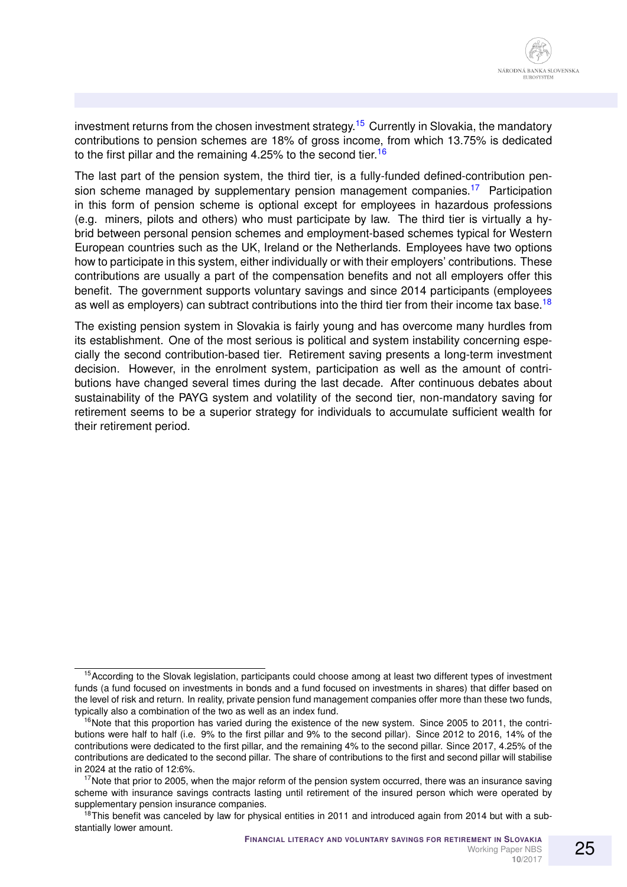investment returns from the chosen investment strategy.[15] Currently in Slovakia, the mandatory contributions to pension schemes are 18% of gross income, from which 13.75% is dedicated to the first pillar and the remaining 4.25% to the second tier.[16]

The last part of the pension system, the third tier, is a fully-funded defined-contribution pension scheme managed by supplementary pension management companies.[17] Participation in this form of pension scheme is optional except for employees in hazardous professions (e.g. miners, pilots and others) who must participate by law. The third tier is virtually a hybrid between personal pension schemes and employment-based schemes typical for Western European countries such as the UK, Ireland or the Netherlands. Employees have two options how to participate in this system, either individually or with their employers' contributions. These contributions are usually a part of the compensation benefits and not all employers offer this benefit. The government supports voluntary savings and since 2014 participants (employees as well as employers) can subtract contributions into the third tier from their income tax base.[18]

The existing pension system in Slovakia is fairly young and has overcome many hurdles from its establishment. One of the most serious is political and system instability concerning especially the second contribution-based tier. Retirement saving presents a long-term investment decision. However, in the enrolment system, participation as well as the amount of contributions have changed several times during the last decade. After continuous debates about sustainability of the PAYG system and volatility of the second tier, non-mandatory saving for retirement seems to be a superior strategy for individuals to accumulate sufficient wealth for their retirement period.

---

[15] According to the Slovak legislation, participants could choose among at least two different types of investment funds (a fund focused on investments in bonds and a fund focused on investments in shares) that differ based on the level of risk and return. In reality, private pension fund management companies offer more than these two funds, typically also a combination of the two as well as an index fund.

[16] Note that this proportion has varied during the existence of the new system. Since 2005 to 2011, the contributions were half to half (i.e. 9% to the first pillar and 9% to the second pillar). Since 2012 to 2016, 14% of the contributions were dedicated to the first pillar, and the remaining 4% to the second pillar. Since 2017, 4.25% of the contributions are dedicated to the second pillar. The share of contributions to the first and second pillar will stabilise in 2024 at the ratio of 12:6%.

[17] Note that prior to 2005, when the major reform of the pension system occurred, there was an insurance saving scheme with insurance savings contracts lasting until retirement of the insured person which were operated by supplementary pension insurance companies.

[18] This benefit was canceled by law for physical entities in 2011 and introduced again from 2014 but with a substantially lower amount.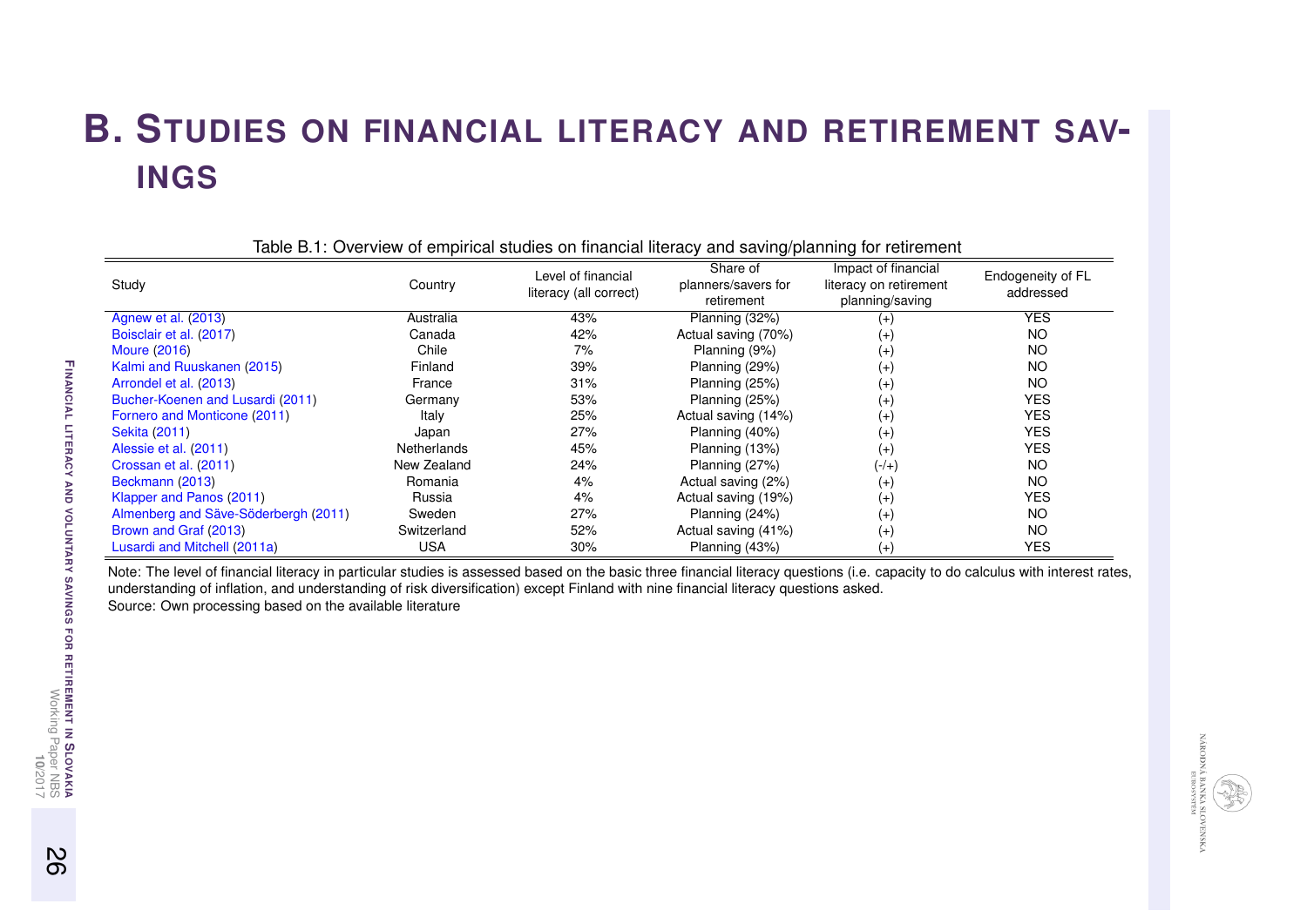# B. Studies on financial literacy and retirement savings

Table B.1: Overview of empirical studies on financial literacy and saving/planning for retirement

| Study | Country | Level of financial literacy (all correct) | Share of planners/savers for retirement | Impact of financial literacy on retirement planning/saving | Endogeneity of FL addressed |
|---|---|---|---|---|---|
| Agnew et al. (2013) | Australia | 43% | Planning (32%) | (+) | YES |
| Boisclair et al. (2017) | Canada | 42% | Actual saving (70%) | (+) | NO |
| Moure (2016) | Chile | 7% | Planning (9%) | (+) | NO |
| Kalmi and Ruuskanen (2015) | Finland | 39% | Planning (29%) | (+) | NO |
| Arrondel et al. (2013) | France | 31% | Planning (25%) | (+) | NO |
| Bucher-Koenen and Lusardi (2011) | Germany | 53% | Planning (25%) | (+) | YES |
| Fornero and Monticone (2011) | Italy | 25% | Actual saving (14%) | (+) | YES |
| Sekita (2011) | Japan | 27% | Planning (40%) | (+) | YES |
| Alessie et al. (2011) | Netherlands | 45% | Planning (13%) | (+) | YES |
| Crossan et al. (2011) | New Zealand | 24% | Planning (27%) | (-/+) | NO |
| Beckmann (2013) | Romania | 4% | Actual saving (2%) | (+) | NO |
| Klapper and Panos (2011) | Russia | 4% | Actual saving (19%) | (+) | YES |
| Almenberg and Säve-Söderbergh (2011) | Sweden | 27% | Planning (24%) | (+) | NO |
| Brown and Graf (2013) | Switzerland | 52% | Actual saving (41%) | (+) | NO |
| Lusardi and Mitchell (2011a) | USA | 30% | Planning (43%) | (+) | YES |

Note: The level of financial literacy in particular studies is assessed based on the basic three financial literacy questions (i.e. capacity to do calculus with interest rates, understanding of inflation, and understanding of risk diversification) except Finland with nine financial literacy questions asked.
Source: Own processing based on the available literature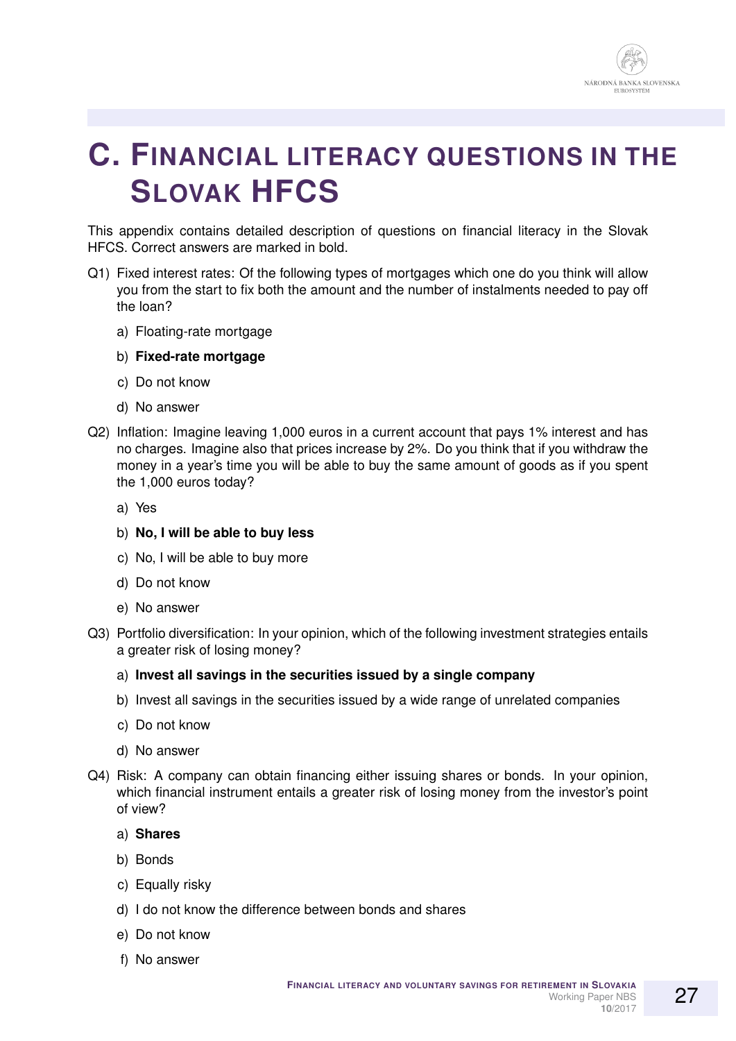# C. FINANCIAL LITERACY QUESTIONS IN THE SLOVAK HFCS

This appendix contains detailed description of questions on financial literacy in the Slovak HFCS. Correct answers are marked in bold.

Q1) Fixed interest rates: Of the following types of mortgages which one do you think will allow you from the start to fix both the amount and the number of instalments needed to pay off the loan?

a) Floating-rate mortgage

b) **Fixed-rate mortgage**

c) Do not know

d) No answer

Q2) Inflation: Imagine leaving 1,000 euros in a current account that pays 1% interest and has no charges. Imagine also that prices increase by 2%. Do you think that if you withdraw the money in a year's time you will be able to buy the same amount of goods as if you spent the 1,000 euros today?

a) Yes

b) **No, I will be able to buy less**

c) No, I will be able to buy more

d) Do not know

e) No answer

Q3) Portfolio diversification: In your opinion, which of the following investment strategies entails a greater risk of losing money?

a) **Invest all savings in the securities issued by a single company**

b) Invest all savings in the securities issued by a wide range of unrelated companies

c) Do not know

d) No answer

Q4) Risk: A company can obtain financing either issuing shares or bonds. In your opinion, which financial instrument entails a greater risk of losing money from the investor's point of view?

a) **Shares**

b) Bonds

c) Equally risky

d) I do not know the difference between bonds and shares

e) Do not know

f) No answer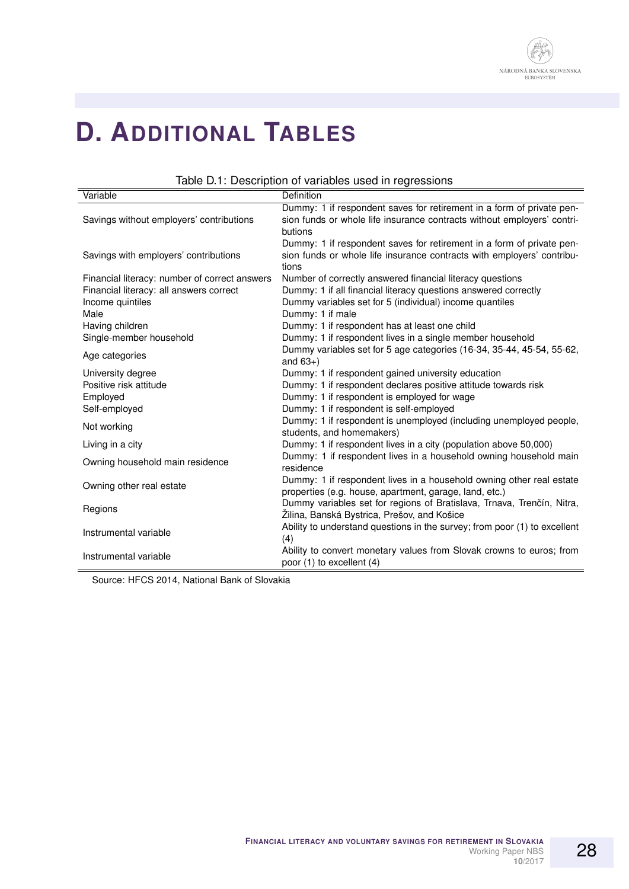# D. Additional Tables

Table D.1: Description of variables used in regressions

| Variable | Definition |
|---|---|
| Savings without employers' contributions | Dummy: 1 if respondent saves for retirement in a form of private pension funds or whole life insurance contracts without employers' contributions |
| Savings with employers' contributions | Dummy: 1 if respondent saves for retirement in a form of private pension funds or whole life insurance contracts with employers' contributions |
| Financial literacy: number of correct answers | Number of correctly answered financial literacy questions |
| Financial literacy: all answers correct | Dummy: 1 if all financial literacy questions answered correctly |
| Income quintiles | Dummy variables set for 5 (individual) income quantiles |
| Male | Dummy: 1 if male |
| Having children | Dummy: 1 if respondent has at least one child |
| Single-member household | Dummy: 1 if respondent lives in a single member household |
| Age categories | Dummy variables set for 5 age categories (16-34, 35-44, 45-54, 55-62, and 63+) |
| University degree | Dummy: 1 if respondent gained university education |
| Positive risk attitude | Dummy: 1 if respondent declares positive attitude towards risk |
| Employed | Dummy: 1 if respondent is employed for wage |
| Self-employed | Dummy: 1 if respondent is self-employed |
| Not working | Dummy: 1 if respondent is unemployed (including unemployed people, students, and homemakers) |
| Living in a city | Dummy: 1 if respondent lives in a city (population above 50,000) |
| Owning household main residence | Dummy: 1 if respondent lives in a household owning household main residence |
| Owning other real estate | Dummy: 1 if respondent lives in a household owning other real estate properties (e.g. house, apartment, garage, land, etc.) |
| Regions | Dummy variables set for regions of Bratislava, Trnava, Trenčín, Nitra, Žilina, Banská Bystrica, Prešov, and Košice |
| Instrumental variable | Ability to understand questions in the survey; from poor (1) to excellent (4) |
| Instrumental variable | Ability to convert monetary values from Slovak crowns to euros; from poor (1) to excellent (4) |

Source: HFCS 2014, National Bank of Slovakia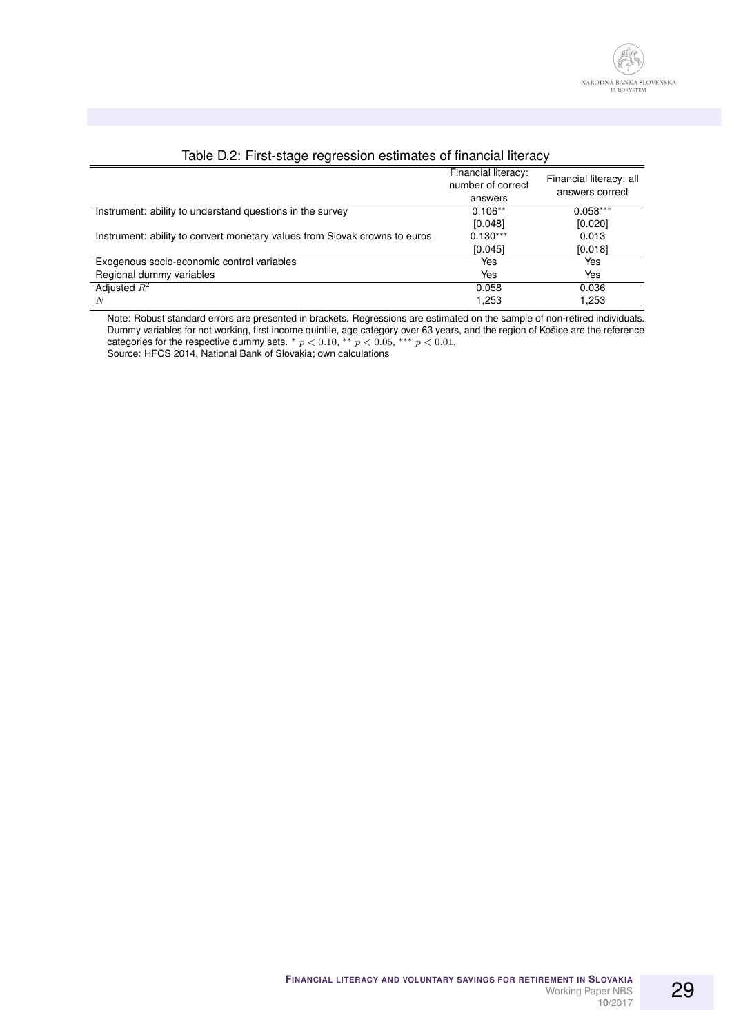Table D.2: First-stage regression estimates of financial literacy

| | Financial literacy: number of correct answers | Financial literacy: all answers correct |
|---|---|---|
| Instrument: ability to understand questions in the survey | 0.106** | 0.058*** |
| | [0.048] | [0.020] |
| Instrument: ability to convert monetary values from Slovak crowns to euros | 0.130*** | 0.013 |
| | [0.045] | [0.018] |
| Exogenous socio-economic control variables | Yes | Yes |
| Regional dummy variables | Yes | Yes |
| Adjusted $R^2$ | 0.058 | 0.036 |
| $N$ | 1,253 | 1,253 |

Note: Robust standard errors are presented in brackets. Regressions are estimated on the sample of non-retired individuals. Dummy variables for not working, first income quintile, age category over 63 years, and the region of Košice are the reference categories for the respective dummy sets. * $p < 0.10$, ** $p < 0.05$, *** $p < 0.01$.
Source: HFCS 2014, National Bank of Slovakia; own calculations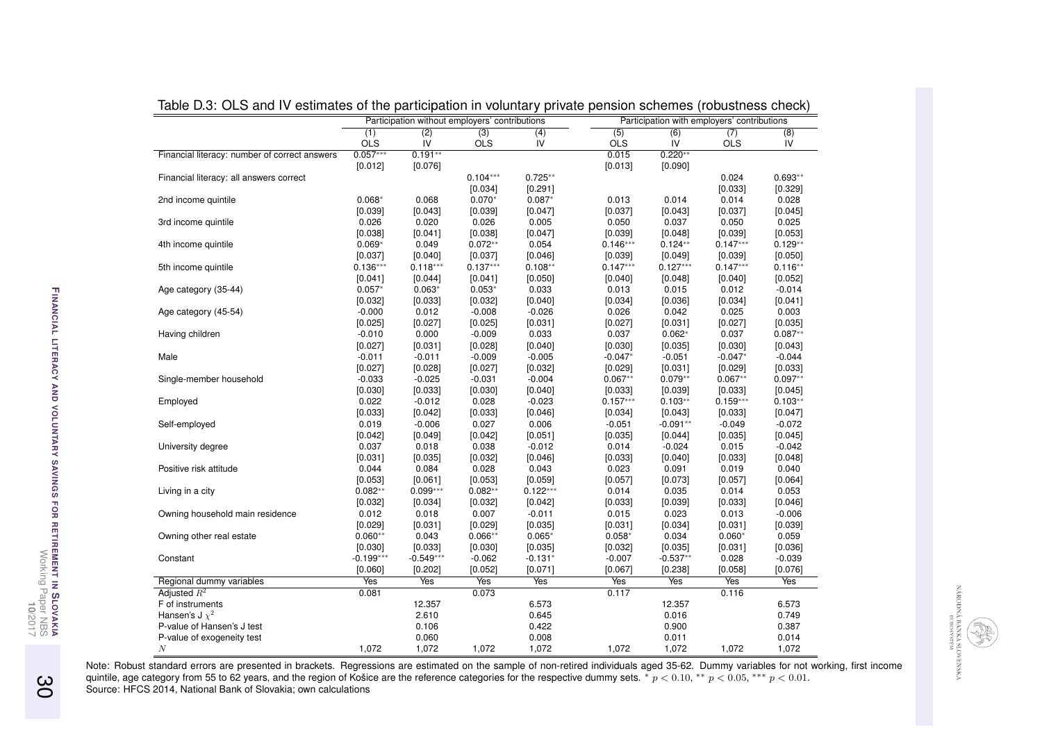Table D.3: OLS and IV estimates of the participation in voluntary private pension schemes (robustness check)

| | Participation without employers' contributions | | | | Participation with employers' contributions | | | |
|---|---|---|---|---|---|---|---|---|
| | (1) | (2) | (3) | (4) | (5) | (6) | (7) | (8) |
| | OLS | IV | OLS | IV | OLS | IV | OLS | IV |
| Financial literacy: number of correct answers | 0.057*** | 0.191** | | | 0.015 | 0.220** | | |
| | [0.012] | [0.076] | | | [0.013] | [0.090] | | |
| Financial literacy: all answers correct | | | 0.104*** | 0.725** | | | 0.024 | 0.693** |
| | | | [0.034] | [0.291] | | | [0.033] | [0.329] |
| 2nd income quintile | 0.068* | 0.068 | 0.070* | 0.087* | 0.013 | 0.014 | 0.014 | 0.028 |
| | [0.039] | [0.043] | [0.039] | [0.047] | [0.037] | [0.043] | [0.037] | [0.045] |
| 3rd income quintile | 0.026 | 0.020 | 0.026 | 0.005 | 0.050 | 0.037 | 0.050 | 0.025 |
| | [0.038] | [0.041] | [0.038] | [0.047] | [0.039] | [0.048] | [0.039] | [0.053] |
| 4th income quintile | 0.069* | 0.049 | 0.072** | 0.054 | 0.146*** | 0.124** | 0.147*** | 0.129** |
| | [0.037] | [0.040] | [0.037] | [0.046] | [0.039] | [0.049] | [0.039] | [0.050] |
| 5th income quintile | 0.136*** | 0.118*** | 0.137*** | 0.108** | 0.147*** | 0.127*** | 0.147*** | 0.116** |
| | [0.041] | [0.044] | [0.041] | [0.050] | [0.040] | [0.048] | [0.040] | [0.052] |
| Age category (35-44) | 0.057* | 0.063* | 0.053* | 0.033 | 0.013 | 0.015 | 0.012 | -0.014 |
| | [0.032] | [0.033] | [0.032] | [0.040] | [0.034] | [0.036] | [0.034] | [0.041] |
| Age category (45-54) | -0.000 | 0.012 | -0.008 | -0.026 | 0.026 | 0.042 | 0.025 | 0.003 |
| | [0.025] | [0.027] | [0.025] | [0.031] | [0.027] | [0.031] | [0.027] | [0.035] |
| Having children | -0.010 | 0.000 | -0.009 | 0.033 | 0.037 | 0.062* | 0.037 | 0.087** |
| | [0.027] | [0.031] | [0.028] | [0.040] | [0.030] | [0.035] | [0.030] | [0.043] |
| Male | -0.011 | -0.011 | -0.009 | -0.005 | -0.047* | -0.051 | -0.047* | -0.044 |
| | [0.027] | [0.028] | [0.027] | [0.032] | [0.029] | [0.031] | [0.029] | [0.033] |
| Single-member household | -0.033 | -0.025 | -0.031 | -0.004 | 0.067** | 0.079** | 0.067** | 0.097** |
| | [0.030] | [0.033] | [0.030] | [0.040] | [0.033] | [0.039] | [0.033] | [0.045] |
| Employed | 0.022 | -0.012 | 0.028 | -0.023 | 0.157*** | 0.103** | 0.159*** | 0.103** |
| | [0.033] | [0.042] | [0.033] | [0.046] | [0.034] | [0.043] | [0.033] | [0.047] |
| Self-employed | 0.019 | -0.006 | 0.027 | 0.006 | -0.051 | -0.091** | -0.049 | -0.072 |
| | [0.042] | [0.049] | [0.042] | [0.051] | [0.035] | [0.044] | [0.035] | [0.045] |
| University degree | 0.037 | 0.018 | 0.038 | -0.012 | 0.014 | -0.024 | 0.015 | -0.042 |
| | [0.031] | [0.035] | [0.032] | [0.046] | [0.033] | [0.040] | [0.033] | [0.048] |
| Positive risk attitude | 0.044 | 0.084 | 0.028 | 0.043 | 0.023 | 0.091 | 0.019 | 0.040 |
| | [0.053] | [0.061] | [0.053] | [0.059] | [0.057] | [0.073] | [0.057] | [0.064] |
| Living in a city | 0.082** | 0.099*** | 0.082** | 0.122*** | 0.014 | 0.035 | 0.014 | 0.053 |
| | [0.032] | [0.034] | [0.032] | [0.042] | [0.033] | [0.039] | [0.033] | [0.046] |
| Owning household main residence | 0.012 | 0.018 | 0.007 | -0.011 | 0.015 | 0.023 | 0.013 | -0.006 |
| | [0.029] | [0.031] | [0.029] | [0.035] | [0.031] | [0.034] | [0.031] | [0.039] |
| Owning other real estate | 0.060** | 0.043 | 0.066** | 0.065* | 0.058* | 0.034 | 0.060* | 0.059 |
| | [0.030] | [0.033] | [0.030] | [0.035] | [0.032] | [0.035] | [0.031] | [0.036] |
| Constant | -0.199*** | -0.549*** | -0.062 | -0.131* | -0.007 | -0.537** | 0.028 | -0.039 |
| | [0.060] | [0.202] | [0.052] | [0.071] | [0.067] | [0.238] | [0.058] | [0.076] |
| Regional dummy variables | Yes | Yes | Yes | Yes | Yes | Yes | Yes | Yes |
| Adjusted $R^2$ | 0.081 | | 0.073 | | 0.117 | | 0.116 | |
| F of instruments | | 12.357 | | 6.573 | | 12.357 | | 6.573 |
| Hansen's J $\chi^2$ | | 2.610 | | 0.645 | | 0.016 | | 0.749 |
| P-value of Hansen's J test | | 0.106 | | 0.422 | | 0.900 | | 0.387 |
| P-value of exogeneity test | | 0.060 | | 0.008 | | 0.011 | | 0.014 |
| $N$ | 1,072 | 1,072 | 1,072 | 1,072 | 1,072 | 1,072 | 1,072 | 1,072 |

Note: Robust standard errors are presented in brackets. Regressions are estimated on the sample of non-retired individuals aged 35-62. Dummy variables for not working, first income quintile, age category from 55 to 62 years, and the region of Košice are the reference categories for the respective dummy sets. * $p < 0.10$, ** $p < 0.05$, *** $p < 0.01$.
Source: HFCS 2014, National Bank of Slovakia; own calculations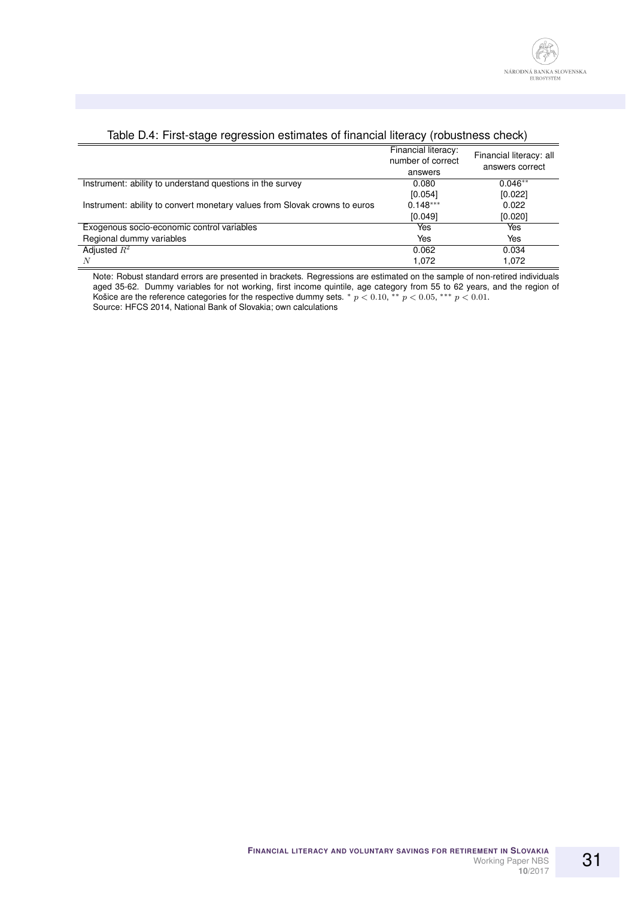Table D.4: First-stage regression estimates of financial literacy (robustness check)

| | Financial literacy: number of correct answers | Financial literacy: all answers correct |
|---|---|---|
| Instrument: ability to understand questions in the survey | 0.080 | 0.046** |
| | [0.054] | [0.022] |
| Instrument: ability to convert monetary values from Slovak crowns to euros | 0.148*** | 0.022 |
| | [0.049] | [0.020] |
| Exogenous socio-economic control variables | Yes | Yes |
| Regional dummy variables | Yes | Yes |
| Adjusted $R^2$ | 0.062 | 0.034 |
| $N$ | 1,072 | 1,072 |

Note: Robust standard errors are presented in brackets. Regressions are estimated on the sample of non-retired individuals aged 35-62. Dummy variables for not working, first income quintile, age category from 55 to 62 years, and the region of Košice are the reference categories for the respective dummy sets. * $p < 0.10$, ** $p < 0.05$, *** $p < 0.01$.
Source: HFCS 2014, National Bank of Slovakia; own calculations